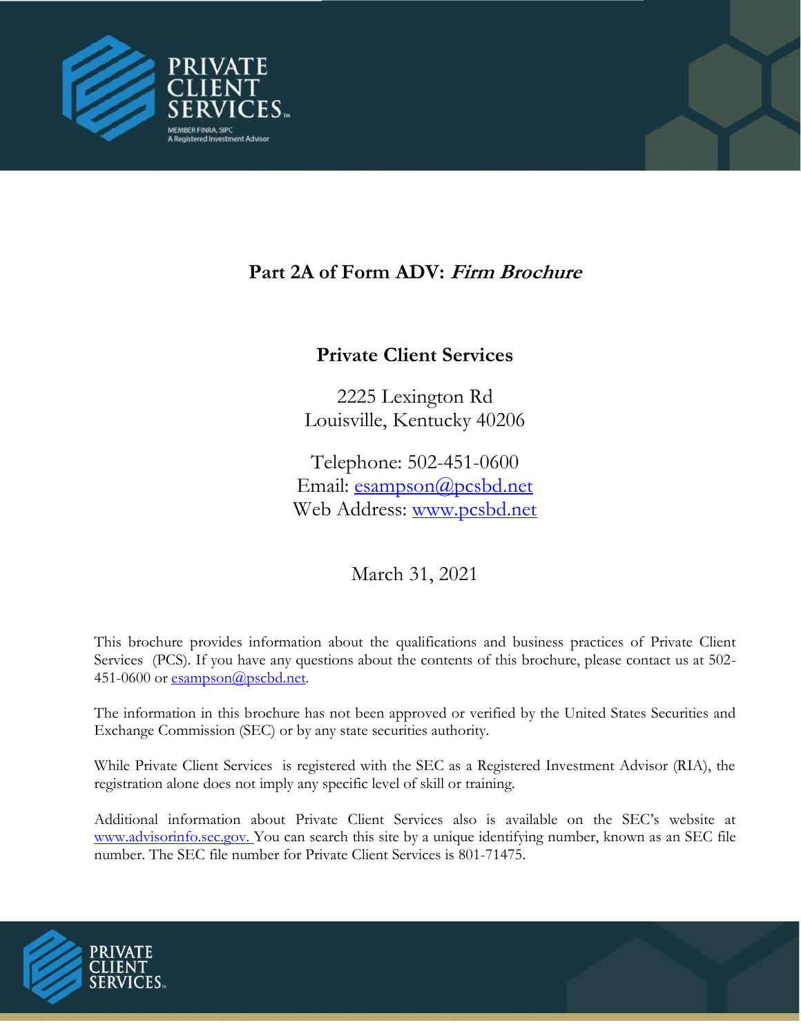PRIVATE CLIENT SERVICES

MEMBER FINRA, SIPC
A Registered Investment Advisor

# Part 2A of Form ADV: *Firm Brochure*

## Private Client Services

2225 Lexington Rd
Louisville, Kentucky 40206

Telephone: 502-451-0600
Email: esampson@pcsbd.net
Web Address: www.pcsbd.net

March 31, 2021

This brochure provides information about the qualifications and business practices of Private Client Services (PCS). If you have any questions about the contents of this brochure, please contact us at 502-451-0600 or esampson@pscbd.net.

The information in this brochure has not been approved or verified by the United States Securities and Exchange Commission (SEC) or by any state securities authority.

While Private Client Services is registered with the SEC as a Registered Investment Advisor (RIA), the registration alone does not imply any specific level of skill or training.

Additional information about Private Client Services also is available on the SEC's website at www.advisorinfo.sec.gov. You can search this site by a unique identifying number, known as an SEC file number. The SEC file number for Private Client Services is 801-71475.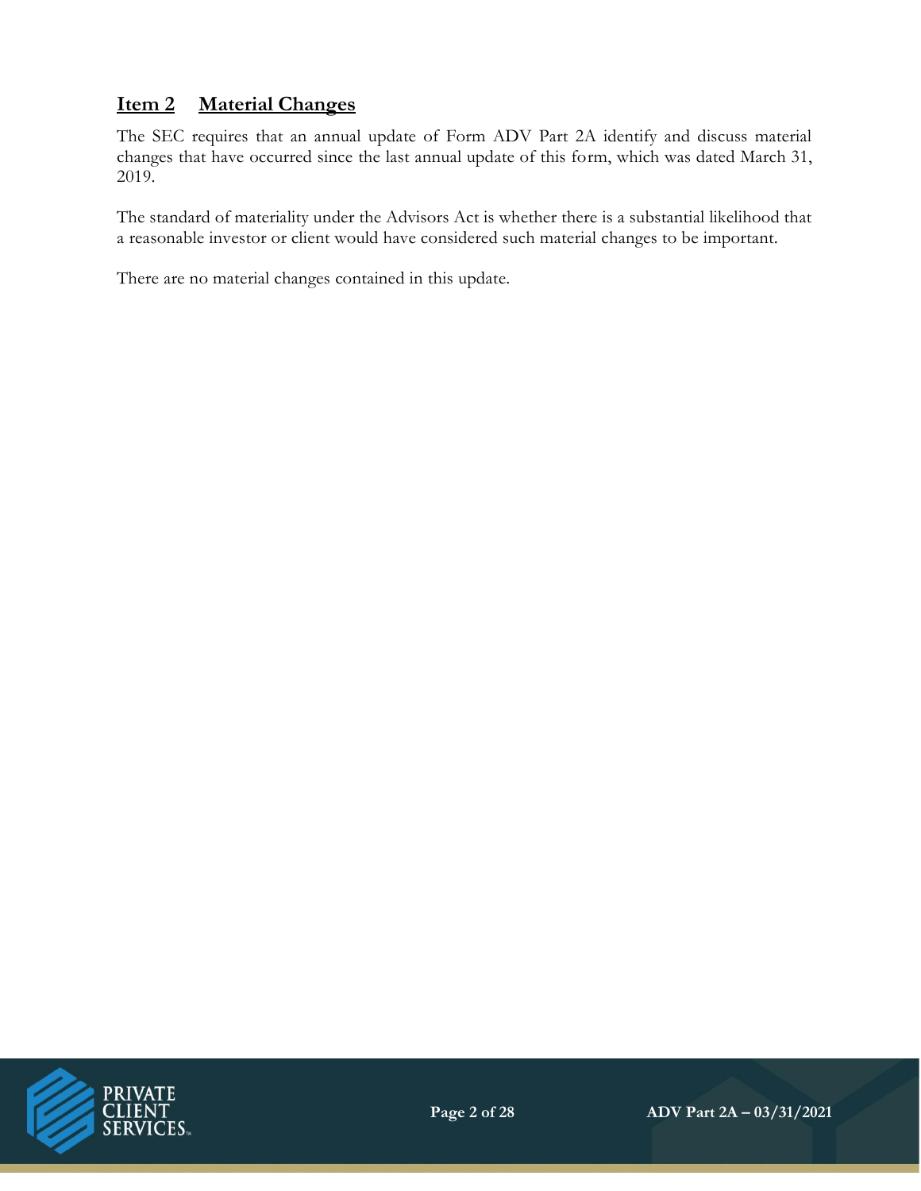## Item 2 Material Changes

The SEC requires that an annual update of Form ADV Part 2A identify and discuss material changes that have occurred since the last annual update of this form, which was dated March 31, 2019.

The standard of materiality under the Advisors Act is whether there is a substantial likelihood that a reasonable investor or client would have considered such material changes to be important.

There are no material changes contained in this update.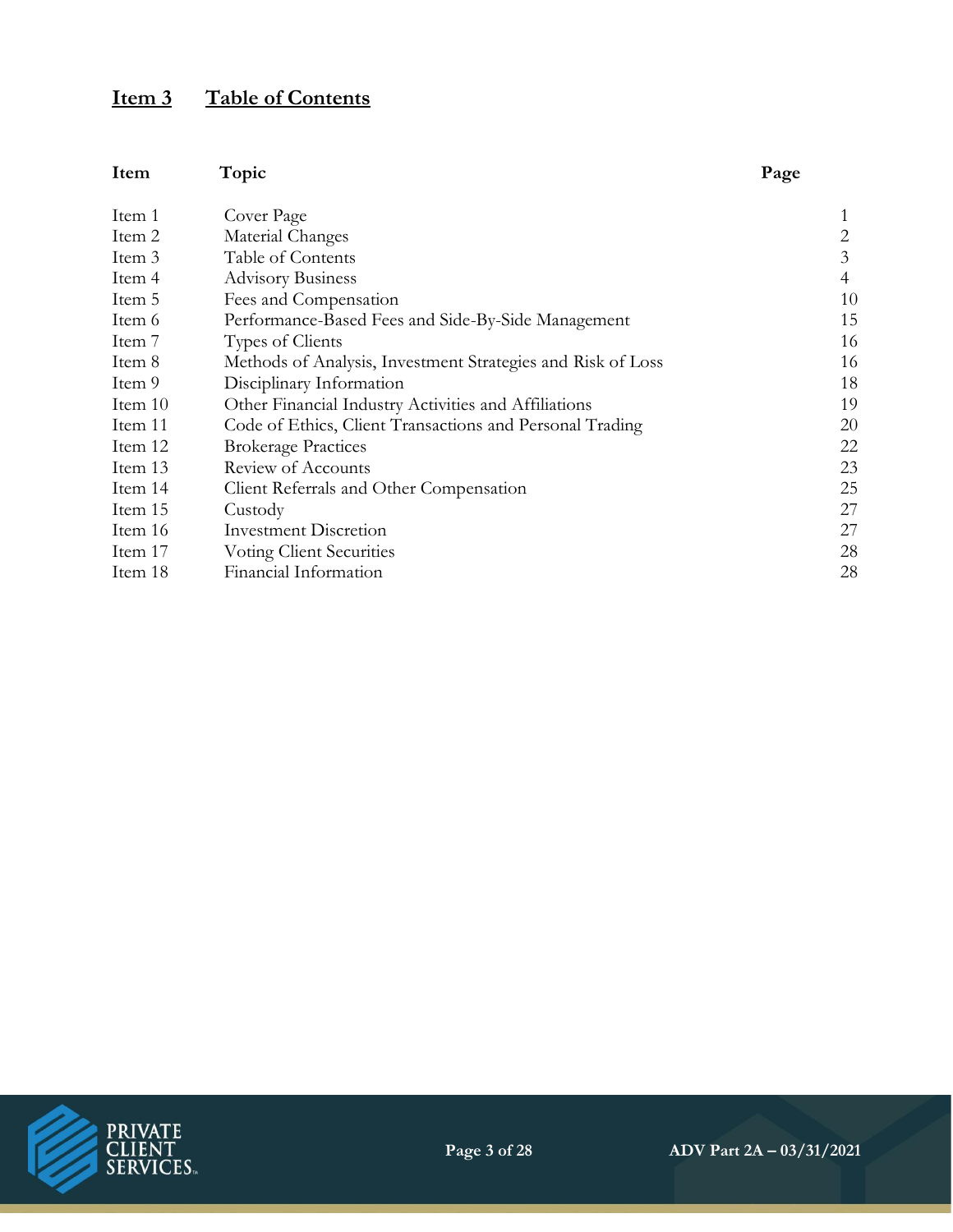## Item 3 Table of Contents

| Item | Topic | Page |
|---|---|---|
| Item 1 | Cover Page | 1 |
| Item 2 | Material Changes | 2 |
| Item 3 | Table of Contents | 3 |
| Item 4 | Advisory Business | 4 |
| Item 5 | Fees and Compensation | 10 |
| Item 6 | Performance-Based Fees and Side-By-Side Management | 15 |
| Item 7 | Types of Clients | 16 |
| Item 8 | Methods of Analysis, Investment Strategies and Risk of Loss | 16 |
| Item 9 | Disciplinary Information | 18 |
| Item 10 | Other Financial Industry Activities and Affiliations | 19 |
| Item 11 | Code of Ethics, Client Transactions and Personal Trading | 20 |
| Item 12 | Brokerage Practices | 22 |
| Item 13 | Review of Accounts | 23 |
| Item 14 | Client Referrals and Other Compensation | 25 |
| Item 15 | Custody | 27 |
| Item 16 | Investment Discretion | 27 |
| Item 17 | Voting Client Securities | 28 |
| Item 18 | Financial Information | 28 |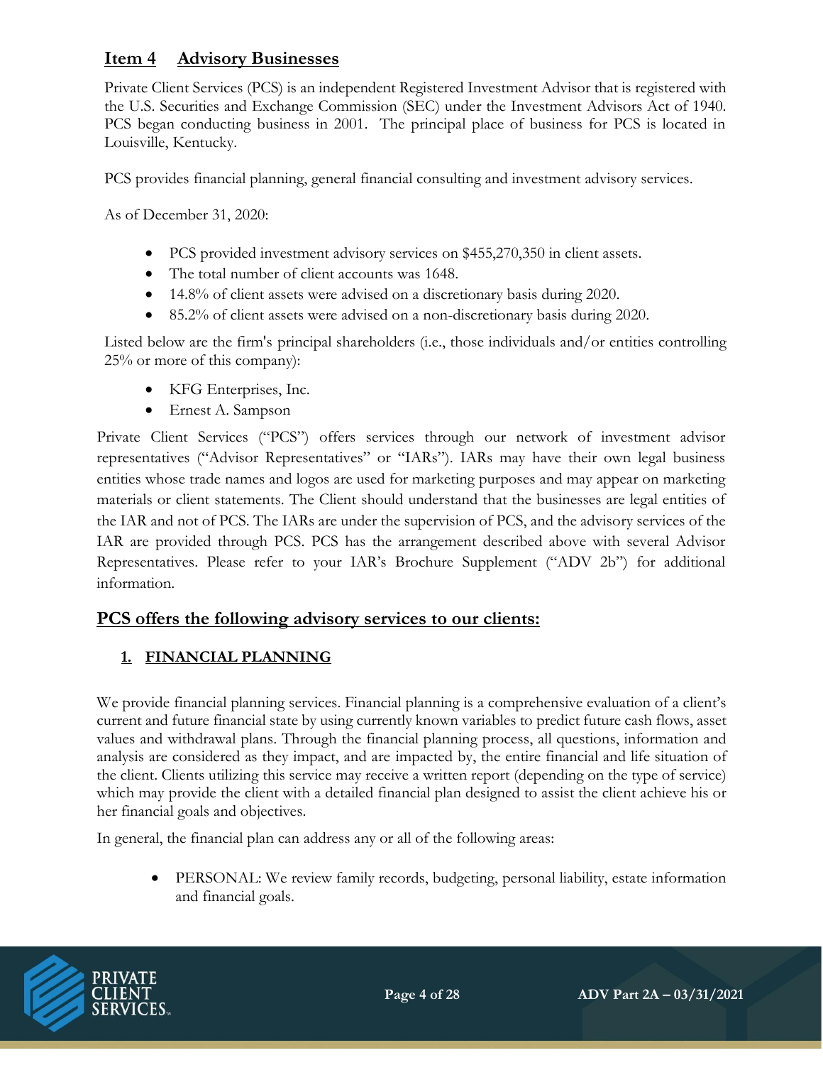## Item 4 Advisory Businesses

Private Client Services (PCS) is an independent Registered Investment Advisor that is registered with the U.S. Securities and Exchange Commission (SEC) under the Investment Advisors Act of 1940. PCS began conducting business in 2001. The principal place of business for PCS is located in Louisville, Kentucky.

PCS provides financial planning, general financial consulting and investment advisory services.

As of December 31, 2020:

- PCS provided investment advisory services on $455,270,350 in client assets.
- The total number of client accounts was 1648.
- 14.8% of client assets were advised on a discretionary basis during 2020.
- 85.2% of client assets were advised on a non-discretionary basis during 2020.

Listed below are the firm's principal shareholders (i.e., those individuals and/or entities controlling 25% or more of this company):

- KFG Enterprises, Inc.
- Ernest A. Sampson

Private Client Services ("PCS") offers services through our network of investment advisor representatives ("Advisor Representatives" or "IARs"). IARs may have their own legal business entities whose trade names and logos are used for marketing purposes and may appear on marketing materials or client statements. The Client should understand that the businesses are legal entities of the IAR and not of PCS. The IARs are under the supervision of PCS, and the advisory services of the IAR are provided through PCS. PCS has the arrangement described above with several Advisor Representatives. Please refer to your IAR's Brochure Supplement ("ADV 2b") for additional information.

## PCS offers the following advisory services to our clients:

### 1. FINANCIAL PLANNING

We provide financial planning services. Financial planning is a comprehensive evaluation of a client's current and future financial state by using currently known variables to predict future cash flows, asset values and withdrawal plans. Through the financial planning process, all questions, information and analysis are considered as they impact, and are impacted by, the entire financial and life situation of the client. Clients utilizing this service may receive a written report (depending on the type of service) which may provide the client with a detailed financial plan designed to assist the client achieve his or her financial goals and objectives.

In general, the financial plan can address any or all of the following areas:

- PERSONAL: We review family records, budgeting, personal liability, estate information and financial goals.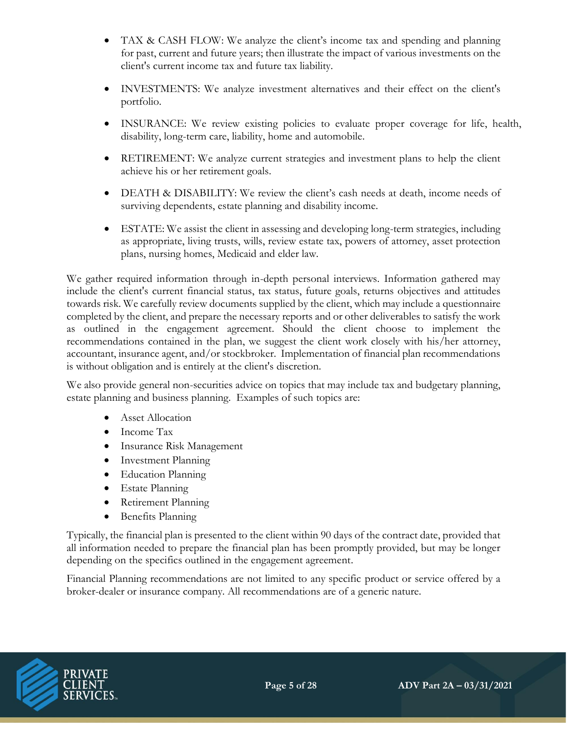- TAX & CASH FLOW: We analyze the client's income tax and spending and planning for past, current and future years; then illustrate the impact of various investments on the client's current income tax and future tax liability.

- INVESTMENTS: We analyze investment alternatives and their effect on the client's portfolio.

- INSURANCE: We review existing policies to evaluate proper coverage for life, health, disability, long-term care, liability, home and automobile.

- RETIREMENT: We analyze current strategies and investment plans to help the client achieve his or her retirement goals.

- DEATH & DISABILITY: We review the client's cash needs at death, income needs of surviving dependents, estate planning and disability income.

- ESTATE: We assist the client in assessing and developing long-term strategies, including as appropriate, living trusts, wills, review estate tax, powers of attorney, asset protection plans, nursing homes, Medicaid and elder law.

We gather required information through in-depth personal interviews. Information gathered may include the client's current financial status, tax status, future goals, returns objectives and attitudes towards risk. We carefully review documents supplied by the client, which may include a questionnaire completed by the client, and prepare the necessary reports and or other deliverables to satisfy the work as outlined in the engagement agreement. Should the client choose to implement the recommendations contained in the plan, we suggest the client work closely with his/her attorney, accountant, insurance agent, and/or stockbroker. Implementation of financial plan recommendations is without obligation and is entirely at the client's discretion.

We also provide general non-securities advice on topics that may include tax and budgetary planning, estate planning and business planning. Examples of such topics are:

- Asset Allocation
- Income Tax
- Insurance Risk Management
- Investment Planning
- Education Planning
- Estate Planning
- Retirement Planning
- Benefits Planning

Typically, the financial plan is presented to the client within 90 days of the contract date, provided that all information needed to prepare the financial plan has been promptly provided, but may be longer depending on the specifics outlined in the engagement agreement.

Financial Planning recommendations are not limited to any specific product or service offered by a broker-dealer or insurance company. All recommendations are of a generic nature.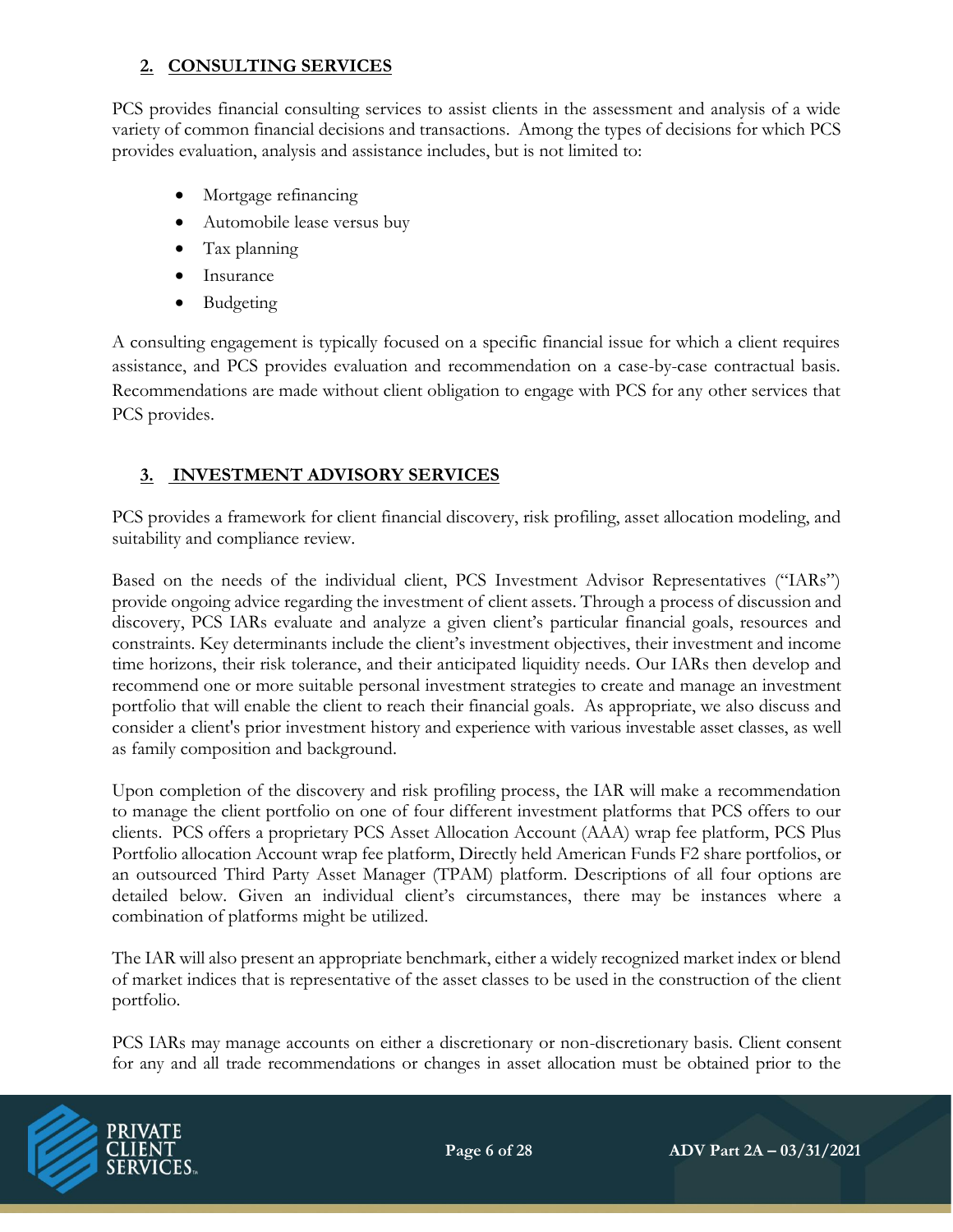## 2. CONSULTING SERVICES

PCS provides financial consulting services to assist clients in the assessment and analysis of a wide variety of common financial decisions and transactions. Among the types of decisions for which PCS provides evaluation, analysis and assistance includes, but is not limited to:

- Mortgage refinancing
- Automobile lease versus buy
- Tax planning
- Insurance
- Budgeting

A consulting engagement is typically focused on a specific financial issue for which a client requires assistance, and PCS provides evaluation and recommendation on a case-by-case contractual basis. Recommendations are made without client obligation to engage with PCS for any other services that PCS provides.

## 3. INVESTMENT ADVISORY SERVICES

PCS provides a framework for client financial discovery, risk profiling, asset allocation modeling, and suitability and compliance review.

Based on the needs of the individual client, PCS Investment Advisor Representatives ("IARs") provide ongoing advice regarding the investment of client assets. Through a process of discussion and discovery, PCS IARs evaluate and analyze a given client's particular financial goals, resources and constraints. Key determinants include the client's investment objectives, their investment and income time horizons, their risk tolerance, and their anticipated liquidity needs. Our IARs then develop and recommend one or more suitable personal investment strategies to create and manage an investment portfolio that will enable the client to reach their financial goals. As appropriate, we also discuss and consider a client's prior investment history and experience with various investable asset classes, as well as family composition and background.

Upon completion of the discovery and risk profiling process, the IAR will make a recommendation to manage the client portfolio on one of four different investment platforms that PCS offers to our clients. PCS offers a proprietary PCS Asset Allocation Account (AAA) wrap fee platform, PCS Plus Portfolio allocation Account wrap fee platform, Directly held American Funds F2 share portfolios, or an outsourced Third Party Asset Manager (TPAM) platform. Descriptions of all four options are detailed below. Given an individual client's circumstances, there may be instances where a combination of platforms might be utilized.

The IAR will also present an appropriate benchmark, either a widely recognized market index or blend of market indices that is representative of the asset classes to be used in the construction of the client portfolio.

PCS IARs may manage accounts on either a discretionary or non-discretionary basis. Client consent for any and all trade recommendations or changes in asset allocation must be obtained prior to the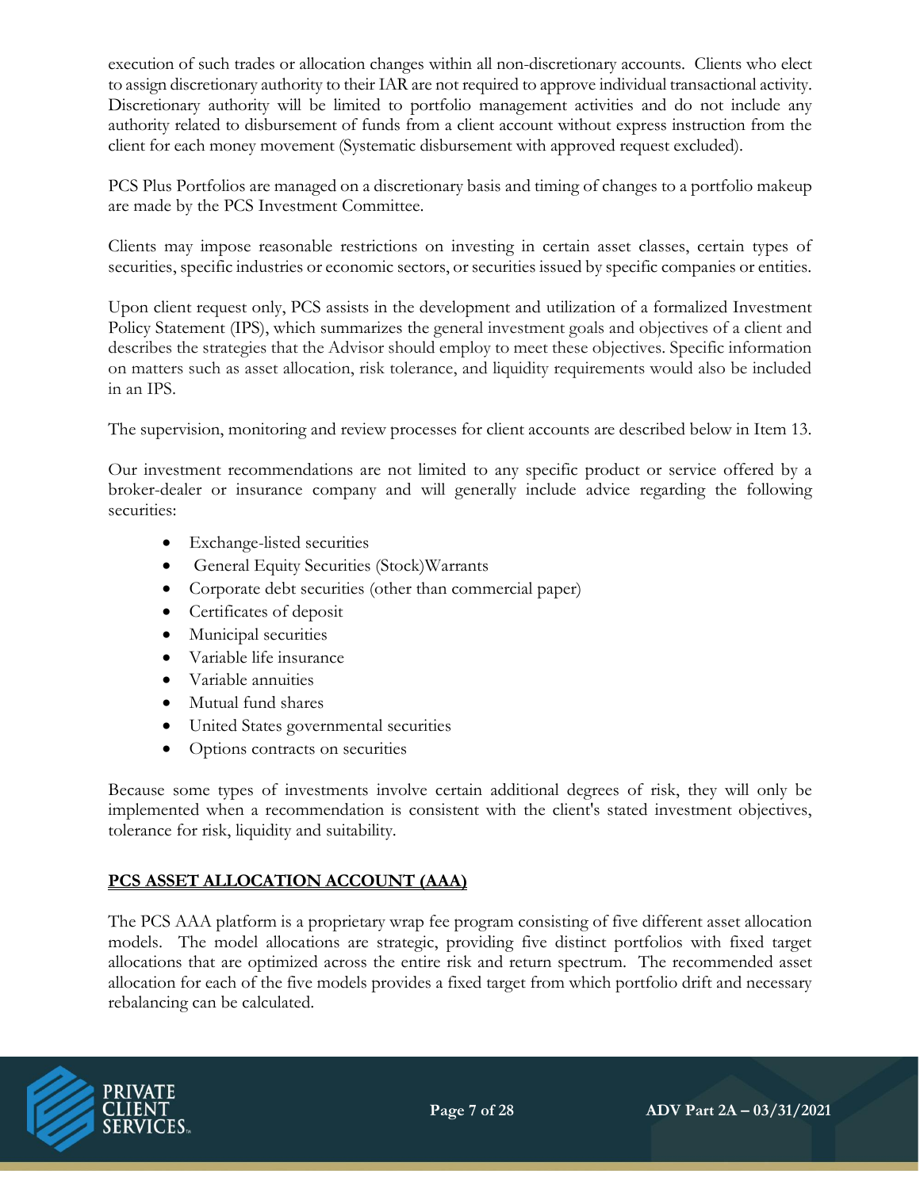execution of such trades or allocation changes within all non-discretionary accounts. Clients who elect to assign discretionary authority to their IAR are not required to approve individual transactional activity. Discretionary authority will be limited to portfolio management activities and do not include any authority related to disbursement of funds from a client account without express instruction from the client for each money movement (Systematic disbursement with approved request excluded).

PCS Plus Portfolios are managed on a discretionary basis and timing of changes to a portfolio makeup are made by the PCS Investment Committee.

Clients may impose reasonable restrictions on investing in certain asset classes, certain types of securities, specific industries or economic sectors, or securities issued by specific companies or entities.

Upon client request only, PCS assists in the development and utilization of a formalized Investment Policy Statement (IPS), which summarizes the general investment goals and objectives of a client and describes the strategies that the Advisor should employ to meet these objectives. Specific information on matters such as asset allocation, risk tolerance, and liquidity requirements would also be included in an IPS.

The supervision, monitoring and review processes for client accounts are described below in Item 13.

Our investment recommendations are not limited to any specific product or service offered by a broker-dealer or insurance company and will generally include advice regarding the following securities:

- Exchange-listed securities
- General Equity Securities (Stock)Warrants
- Corporate debt securities (other than commercial paper)
- Certificates of deposit
- Municipal securities
- Variable life insurance
- Variable annuities
- Mutual fund shares
- United States governmental securities
- Options contracts on securities

Because some types of investments involve certain additional degrees of risk, they will only be implemented when a recommendation is consistent with the client's stated investment objectives, tolerance for risk, liquidity and suitability.

## PCS ASSET ALLOCATION ACCOUNT (AAA)

The PCS AAA platform is a proprietary wrap fee program consisting of five different asset allocation models. The model allocations are strategic, providing five distinct portfolios with fixed target allocations that are optimized across the entire risk and return spectrum. The recommended asset allocation for each of the five models provides a fixed target from which portfolio drift and necessary rebalancing can be calculated.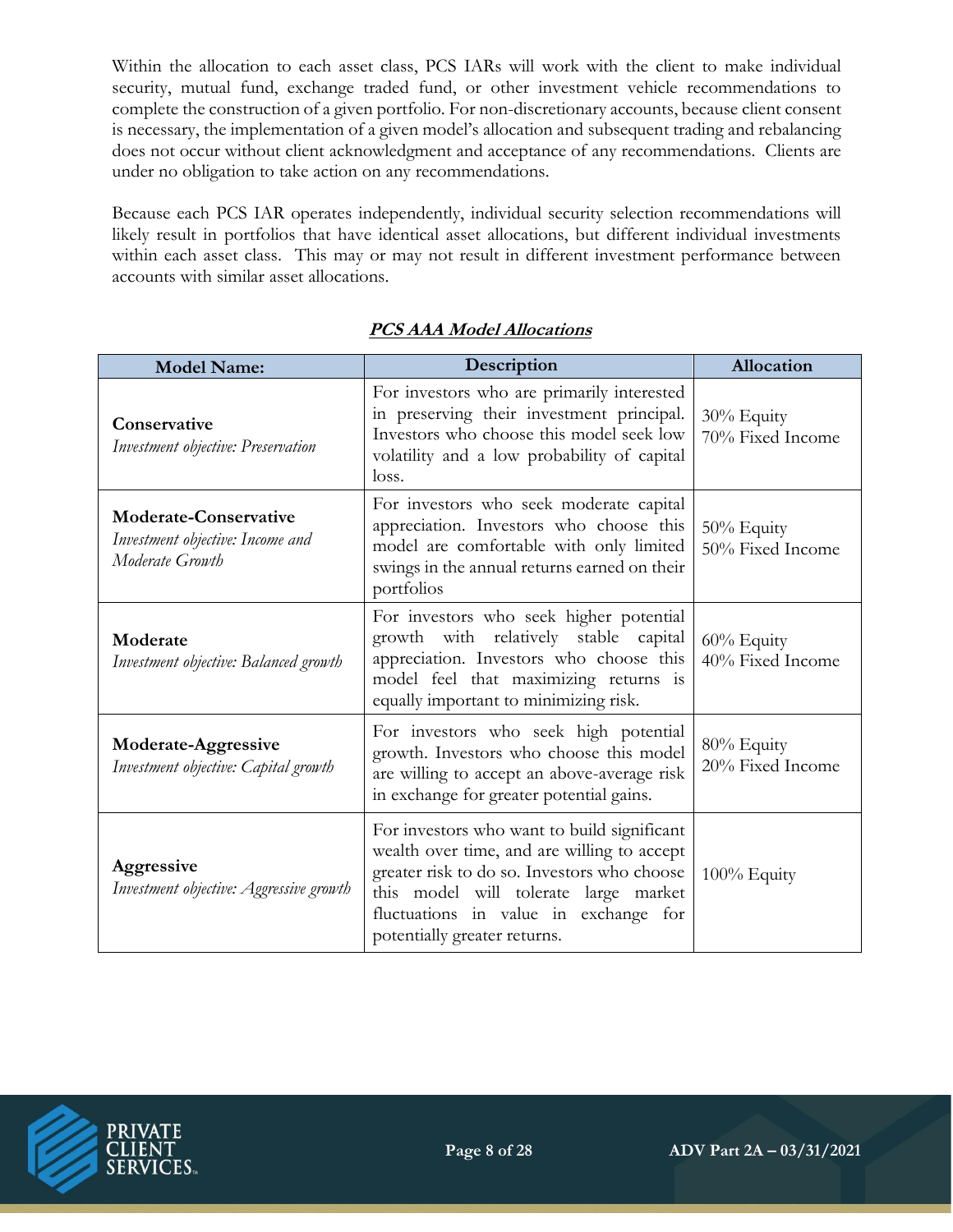Within the allocation to each asset class, PCS IARs will work with the client to make individual security, mutual fund, exchange traded fund, or other investment vehicle recommendations to complete the construction of a given portfolio. For non-discretionary accounts, because client consent is necessary, the implementation of a given model's allocation and subsequent trading and rebalancing does not occur without client acknowledgment and acceptance of any recommendations. Clients are under no obligation to take action on any recommendations.

Because each PCS IAR operates independently, individual security selection recommendations will likely result in portfolios that have identical asset allocations, but different individual investments within each asset class. This may or may not result in different investment performance between accounts with similar asset allocations.

**PCS AAA Model Allocations**

| Model Name: | Description | Allocation |
|---|---|---|
| **Conservative**<br>*Investment objective: Preservation* | For investors who are primarily interested in preserving their investment principal. Investors who choose this model seek low volatility and a low probability of capital loss. | 30% Equity<br>70% Fixed Income |
| **Moderate-Conservative**<br>*Investment objective: Income and Moderate Growth* | For investors who seek moderate capital appreciation. Investors who choose this model are comfortable with only limited swings in the annual returns earned on their portfolios | 50% Equity<br>50% Fixed Income |
| **Moderate**<br>*Investment objective: Balanced growth* | For investors who seek higher potential growth with relatively stable capital appreciation. Investors who choose this model feel that maximizing returns is equally important to minimizing risk. | 60% Equity<br>40% Fixed Income |
| **Moderate-Aggressive**<br>*Investment objective: Capital growth* | For investors who seek high potential growth. Investors who choose this model are willing to accept an above-average risk in exchange for greater potential gains. | 80% Equity<br>20% Fixed Income |
| **Aggressive**<br>*Investment objective: Aggressive growth* | For investors who want to build significant wealth over time, and are willing to accept greater risk to do so. Investors who choose this model will tolerate large market fluctuations in value in exchange for potentially greater returns. | 100% Equity |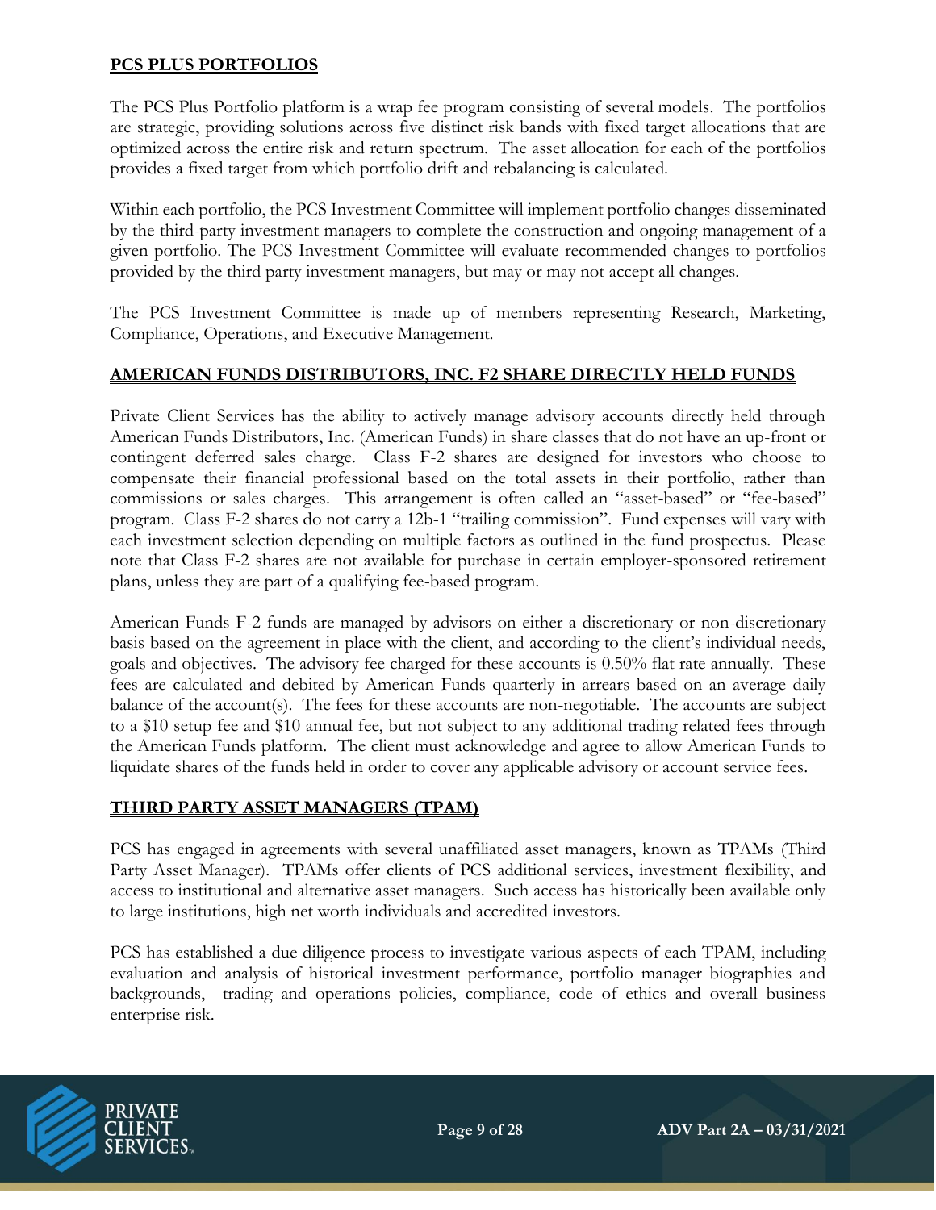## PCS PLUS PORTFOLIOS

The PCS Plus Portfolio platform is a wrap fee program consisting of several models. The portfolios are strategic, providing solutions across five distinct risk bands with fixed target allocations that are optimized across the entire risk and return spectrum. The asset allocation for each of the portfolios provides a fixed target from which portfolio drift and rebalancing is calculated.

Within each portfolio, the PCS Investment Committee will implement portfolio changes disseminated by the third-party investment managers to complete the construction and ongoing management of a given portfolio. The PCS Investment Committee will evaluate recommended changes to portfolios provided by the third party investment managers, but may or may not accept all changes.

The PCS Investment Committee is made up of members representing Research, Marketing, Compliance, Operations, and Executive Management.

## AMERICAN FUNDS DISTRIBUTORS, INC. F2 SHARE DIRECTLY HELD FUNDS

Private Client Services has the ability to actively manage advisory accounts directly held through American Funds Distributors, Inc. (American Funds) in share classes that do not have an up-front or contingent deferred sales charge. Class F-2 shares are designed for investors who choose to compensate their financial professional based on the total assets in their portfolio, rather than commissions or sales charges. This arrangement is often called an "asset-based" or "fee-based" program. Class F-2 shares do not carry a 12b-1 "trailing commission". Fund expenses will vary with each investment selection depending on multiple factors as outlined in the fund prospectus. Please note that Class F-2 shares are not available for purchase in certain employer-sponsored retirement plans, unless they are part of a qualifying fee-based program.

American Funds F-2 funds are managed by advisors on either a discretionary or non-discretionary basis based on the agreement in place with the client, and according to the client's individual needs, goals and objectives. The advisory fee charged for these accounts is 0.50% flat rate annually. These fees are calculated and debited by American Funds quarterly in arrears based on an average daily balance of the account(s). The fees for these accounts are non-negotiable. The accounts are subject to a $10 setup fee and $10 annual fee, but not subject to any additional trading related fees through the American Funds platform. The client must acknowledge and agree to allow American Funds to liquidate shares of the funds held in order to cover any applicable advisory or account service fees.

## THIRD PARTY ASSET MANAGERS (TPAM)

PCS has engaged in agreements with several unaffiliated asset managers, known as TPAMs (Third Party Asset Manager). TPAMs offer clients of PCS additional services, investment flexibility, and access to institutional and alternative asset managers. Such access has historically been available only to large institutions, high net worth individuals and accredited investors.

PCS has established a due diligence process to investigate various aspects of each TPAM, including evaluation and analysis of historical investment performance, portfolio manager biographies and backgrounds, trading and operations policies, compliance, code of ethics and overall business enterprise risk.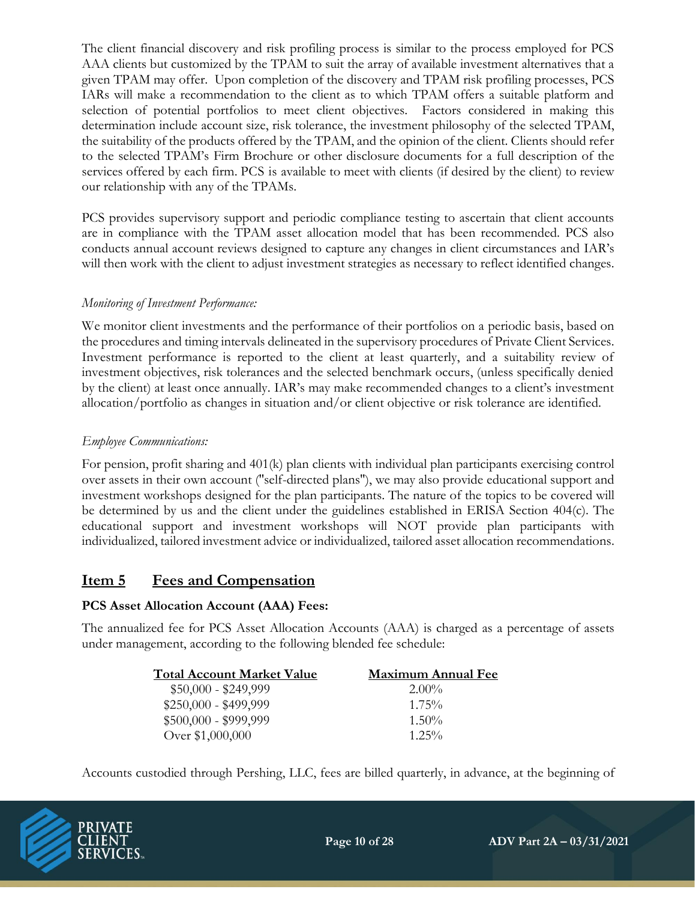The client financial discovery and risk profiling process is similar to the process employed for PCS AAA clients but customized by the TPAM to suit the array of available investment alternatives that a given TPAM may offer. Upon completion of the discovery and TPAM risk profiling processes, PCS IARs will make a recommendation to the client as to which TPAM offers a suitable platform and selection of potential portfolios to meet client objectives. Factors considered in making this determination include account size, risk tolerance, the investment philosophy of the selected TPAM, the suitability of the products offered by the TPAM, and the opinion of the client. Clients should refer to the selected TPAM's Firm Brochure or other disclosure documents for a full description of the services offered by each firm. PCS is available to meet with clients (if desired by the client) to review our relationship with any of the TPAMs.

PCS provides supervisory support and periodic compliance testing to ascertain that client accounts are in compliance with the TPAM asset allocation model that has been recommended. PCS also conducts annual account reviews designed to capture any changes in client circumstances and IAR's will then work with the client to adjust investment strategies as necessary to reflect identified changes.

*Monitoring of Investment Performance:*

We monitor client investments and the performance of their portfolios on a periodic basis, based on the procedures and timing intervals delineated in the supervisory procedures of Private Client Services. Investment performance is reported to the client at least quarterly, and a suitability review of investment objectives, risk tolerances and the selected benchmark occurs, (unless specifically denied by the client) at least once annually. IAR's may make recommended changes to a client's investment allocation/portfolio as changes in situation and/or client objective or risk tolerance are identified.

*Employee Communications:*

For pension, profit sharing and 401(k) plan clients with individual plan participants exercising control over assets in their own account ("self-directed plans"), we may also provide educational support and investment workshops designed for the plan participants. The nature of the topics to be covered will be determined by us and the client under the guidelines established in ERISA Section 404(c). The educational support and investment workshops will NOT provide plan participants with individualized, tailored investment advice or individualized, tailored asset allocation recommendations.

## Item 5 Fees and Compensation

**PCS Asset Allocation Account (AAA) Fees:**

The annualized fee for PCS Asset Allocation Accounts (AAA) is charged as a percentage of assets under management, according to the following blended fee schedule:

| Total Account Market Value | Maximum Annual Fee |
|---|---|
| $50,000 - $249,999 | 2.00% |
| $250,000 - $499,999 | 1.75% |
| $500,000 - $999,999 | 1.50% |
| Over $1,000,000 | 1.25% |

Accounts custodied through Pershing, LLC, fees are billed quarterly, in advance, at the beginning of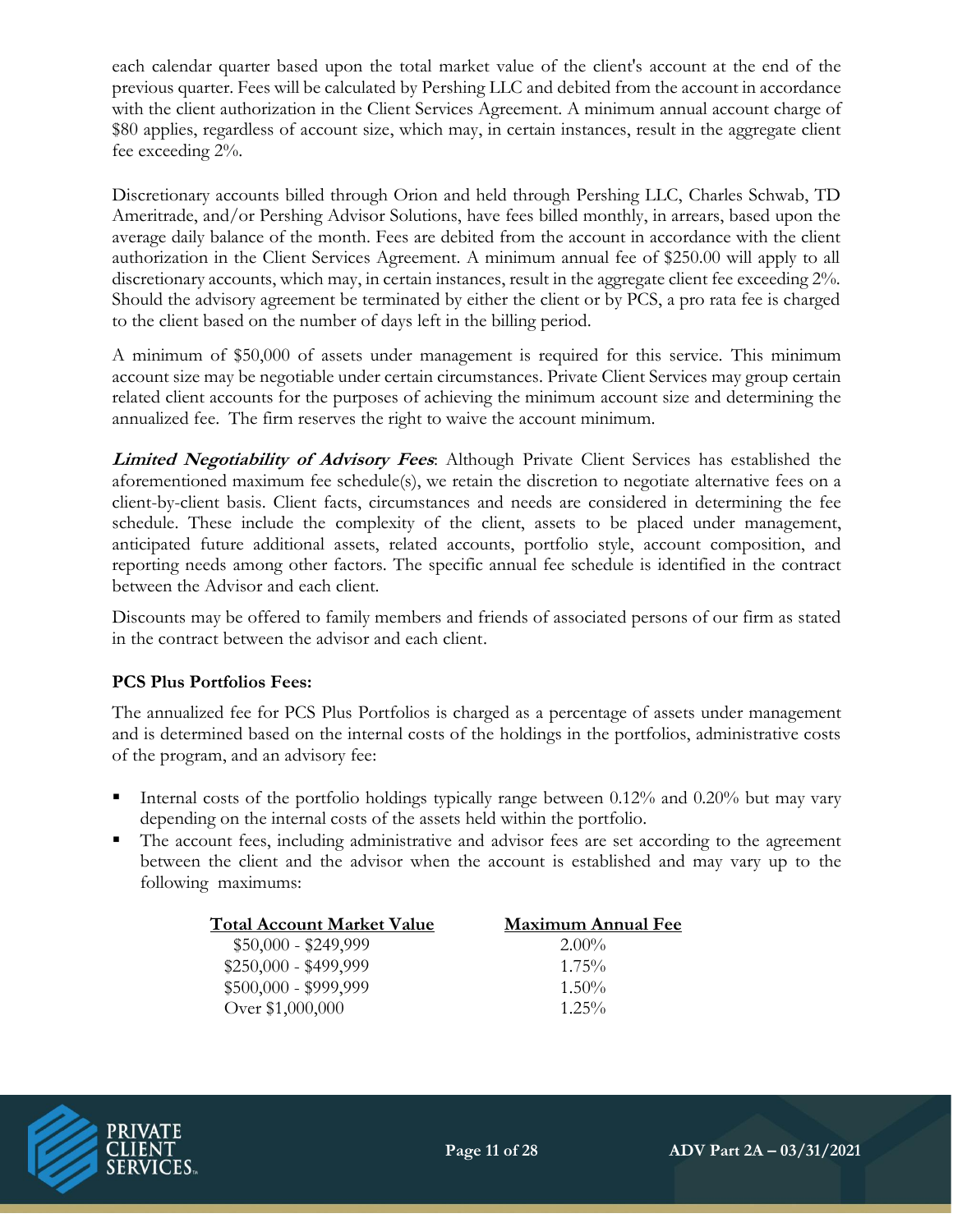each calendar quarter based upon the total market value of the client's account at the end of the previous quarter. Fees will be calculated by Pershing LLC and debited from the account in accordance with the client authorization in the Client Services Agreement. A minimum annual account charge of $80 applies, regardless of account size, which may, in certain instances, result in the aggregate client fee exceeding 2%.

Discretionary accounts billed through Orion and held through Pershing LLC, Charles Schwab, TD Ameritrade, and/or Pershing Advisor Solutions, have fees billed monthly, in arrears, based upon the average daily balance of the month. Fees are debited from the account in accordance with the client authorization in the Client Services Agreement. A minimum annual fee of $250.00 will apply to all discretionary accounts, which may, in certain instances, result in the aggregate client fee exceeding 2%. Should the advisory agreement be terminated by either the client or by PCS, a pro rata fee is charged to the client based on the number of days left in the billing period.

A minimum of $50,000 of assets under management is required for this service. This minimum account size may be negotiable under certain circumstances. Private Client Services may group certain related client accounts for the purposes of achieving the minimum account size and determining the annualized fee. The firm reserves the right to waive the account minimum.

***Limited Negotiability of Advisory Fees***: Although Private Client Services has established the aforementioned maximum fee schedule(s), we retain the discretion to negotiate alternative fees on a client-by-client basis. Client facts, circumstances and needs are considered in determining the fee schedule. These include the complexity of the client, assets to be placed under management, anticipated future additional assets, related accounts, portfolio style, account composition, and reporting needs among other factors. The specific annual fee schedule is identified in the contract between the Advisor and each client.

Discounts may be offered to family members and friends of associated persons of our firm as stated in the contract between the advisor and each client.

**PCS Plus Portfolios Fees:**

The annualized fee for PCS Plus Portfolios is charged as a percentage of assets under management and is determined based on the internal costs of the holdings in the portfolios, administrative costs of the program, and an advisory fee:

- Internal costs of the portfolio holdings typically range between 0.12% and 0.20% but may vary depending on the internal costs of the assets held within the portfolio.
- The account fees, including administrative and advisor fees are set according to the agreement between the client and the advisor when the account is established and may vary up to the following maximums:

| Total Account Market Value | Maximum Annual Fee |
|---|---|
| $50,000 - $249,999 | 2.00% |
| $250,000 - $499,999 | 1.75% |
| $500,000 - $999,999 | 1.50% |
| Over $1,000,000 | 1.25% |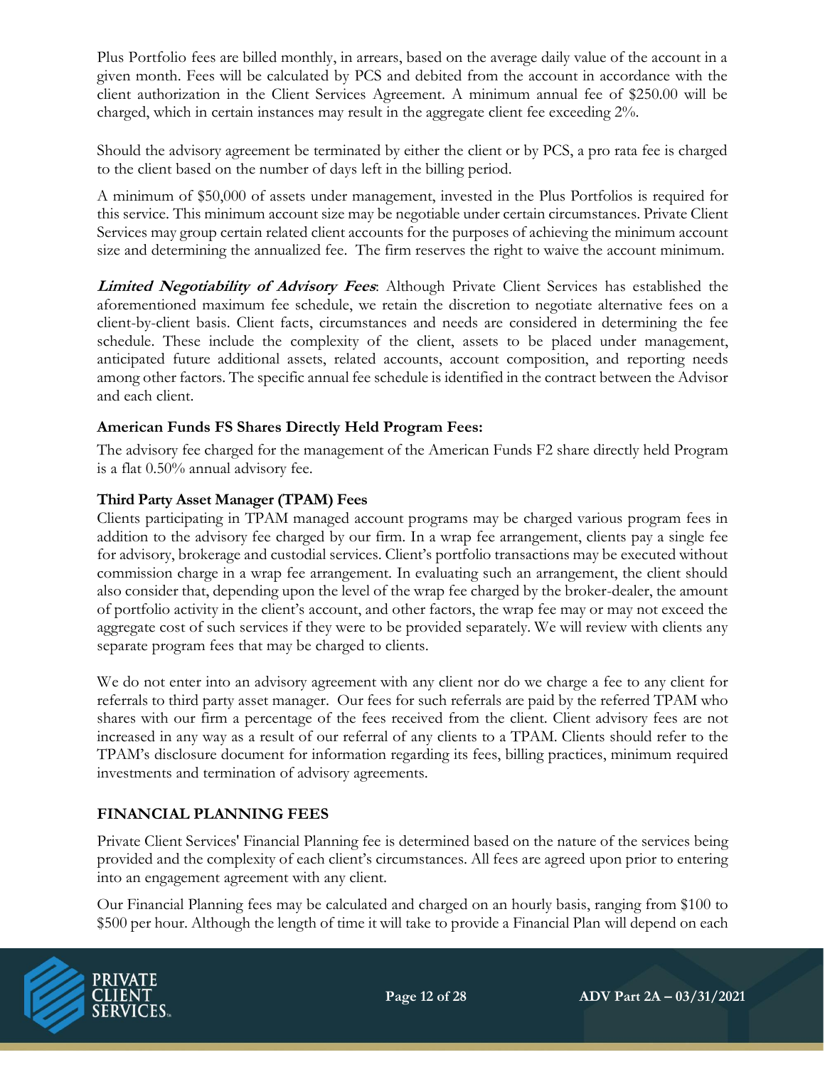Plus Portfolio fees are billed monthly, in arrears, based on the average daily value of the account in a given month. Fees will be calculated by PCS and debited from the account in accordance with the client authorization in the Client Services Agreement. A minimum annual fee of $250.00 will be charged, which in certain instances may result in the aggregate client fee exceeding 2%.

Should the advisory agreement be terminated by either the client or by PCS, a pro rata fee is charged to the client based on the number of days left in the billing period.

A minimum of $50,000 of assets under management, invested in the Plus Portfolios is required for this service. This minimum account size may be negotiable under certain circumstances. Private Client Services may group certain related client accounts for the purposes of achieving the minimum account size and determining the annualized fee. The firm reserves the right to waive the account minimum.

***Limited Negotiability of Advisory Fees***: Although Private Client Services has established the aforementioned maximum fee schedule, we retain the discretion to negotiate alternative fees on a client-by-client basis. Client facts, circumstances and needs are considered in determining the fee schedule. These include the complexity of the client, assets to be placed under management, anticipated future additional assets, related accounts, account composition, and reporting needs among other factors. The specific annual fee schedule is identified in the contract between the Advisor and each client.

**American Funds FS Shares Directly Held Program Fees:**

The advisory fee charged for the management of the American Funds F2 share directly held Program is a flat 0.50% annual advisory fee.

**Third Party Asset Manager (TPAM) Fees**

Clients participating in TPAM managed account programs may be charged various program fees in addition to the advisory fee charged by our firm. In a wrap fee arrangement, clients pay a single fee for advisory, brokerage and custodial services. Client's portfolio transactions may be executed without commission charge in a wrap fee arrangement. In evaluating such an arrangement, the client should also consider that, depending upon the level of the wrap fee charged by the broker-dealer, the amount of portfolio activity in the client's account, and other factors, the wrap fee may or may not exceed the aggregate cost of such services if they were to be provided separately. We will review with clients any separate program fees that may be charged to clients.

We do not enter into an advisory agreement with any client nor do we charge a fee to any client for referrals to third party asset manager. Our fees for such referrals are paid by the referred TPAM who shares with our firm a percentage of the fees received from the client. Client advisory fees are not increased in any way as a result of our referral of any clients to a TPAM. Clients should refer to the TPAM's disclosure document for information regarding its fees, billing practices, minimum required investments and termination of advisory agreements.

## FINANCIAL PLANNING FEES

Private Client Services' Financial Planning fee is determined based on the nature of the services being provided and the complexity of each client's circumstances. All fees are agreed upon prior to entering into an engagement agreement with any client.

Our Financial Planning fees may be calculated and charged on an hourly basis, ranging from $100 to $500 per hour. Although the length of time it will take to provide a Financial Plan will depend on each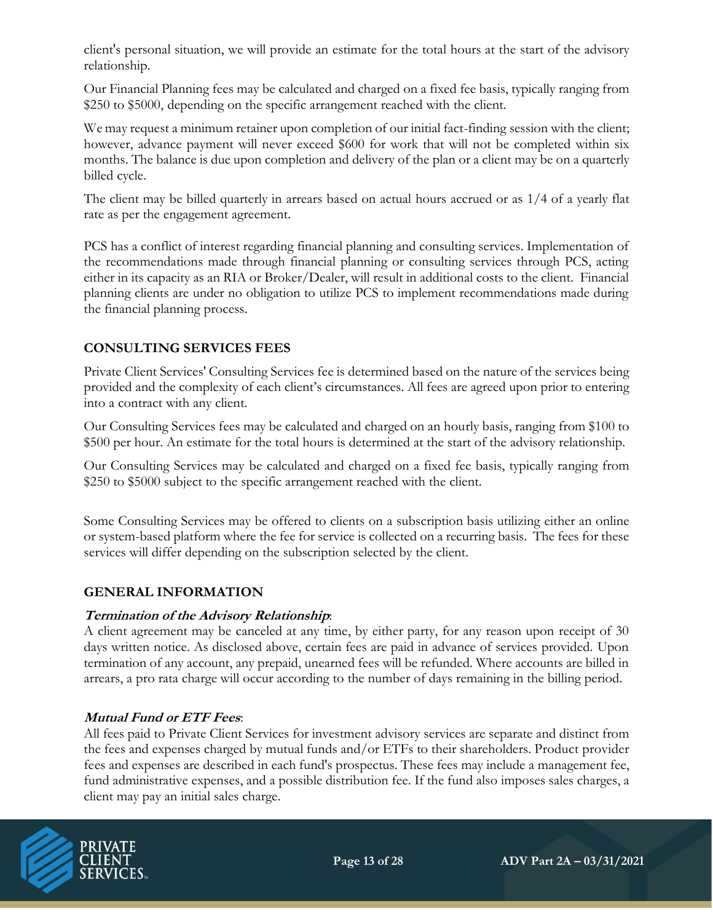client's personal situation, we will provide an estimate for the total hours at the start of the advisory relationship.

Our Financial Planning fees may be calculated and charged on a fixed fee basis, typically ranging from $250 to $5000, depending on the specific arrangement reached with the client.

We may request a minimum retainer upon completion of our initial fact-finding session with the client; however, advance payment will never exceed $600 for work that will not be completed within six months. The balance is due upon completion and delivery of the plan or a client may be on a quarterly billed cycle.

The client may be billed quarterly in arrears based on actual hours accrued or as 1/4 of a yearly flat rate as per the engagement agreement.

PCS has a conflict of interest regarding financial planning and consulting services. Implementation of the recommendations made through financial planning or consulting services through PCS, acting either in its capacity as an RIA or Broker/Dealer, will result in additional costs to the client. Financial planning clients are under no obligation to utilize PCS to implement recommendations made during the financial planning process.

## CONSULTING SERVICES FEES

Private Client Services' Consulting Services fee is determined based on the nature of the services being provided and the complexity of each client's circumstances. All fees are agreed upon prior to entering into a contract with any client.

Our Consulting Services fees may be calculated and charged on an hourly basis, ranging from $100 to $500 per hour. An estimate for the total hours is determined at the start of the advisory relationship.

Our Consulting Services may be calculated and charged on a fixed fee basis, typically ranging from $250 to $5000 subject to the specific arrangement reached with the client.

Some Consulting Services may be offered to clients on a subscription basis utilizing either an online or system-based platform where the fee for service is collected on a recurring basis. The fees for these services will differ depending on the subscription selected by the client.

## GENERAL INFORMATION

***Termination of the Advisory Relationship***:
A client agreement may be canceled at any time, by either party, for any reason upon receipt of 30 days written notice. As disclosed above, certain fees are paid in advance of services provided. Upon termination of any account, any prepaid, unearned fees will be refunded. Where accounts are billed in arrears, a pro rata charge will occur according to the number of days remaining in the billing period.

***Mutual Fund or ETF Fees***:
All fees paid to Private Client Services for investment advisory services are separate and distinct from the fees and expenses charged by mutual funds and/or ETFs to their shareholders. Product provider fees and expenses are described in each fund's prospectus. These fees may include a management fee, fund administrative expenses, and a possible distribution fee. If the fund also imposes sales charges, a client may pay an initial sales charge.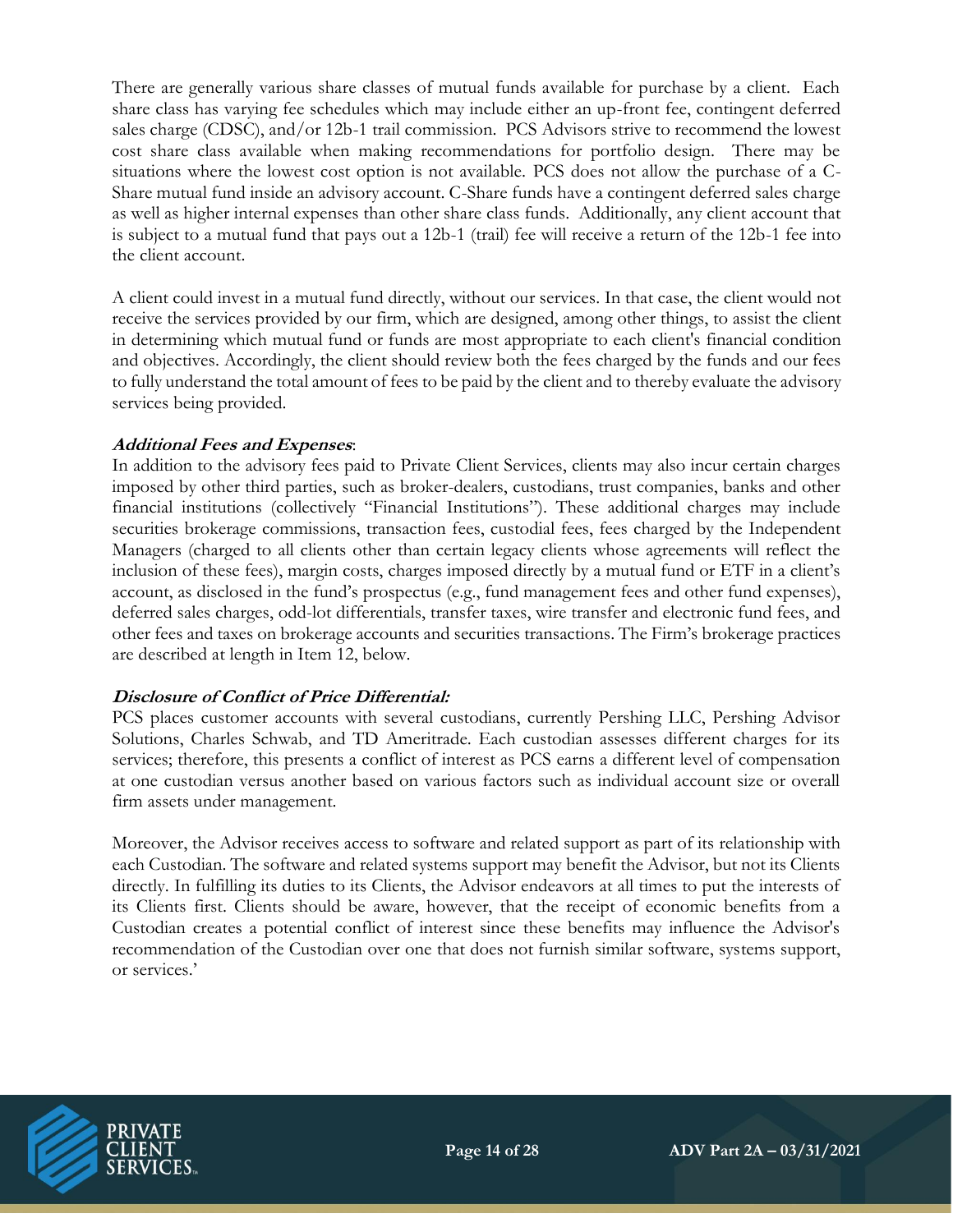There are generally various share classes of mutual funds available for purchase by a client. Each share class has varying fee schedules which may include either an up-front fee, contingent deferred sales charge (CDSC), and/or 12b-1 trail commission. PCS Advisors strive to recommend the lowest cost share class available when making recommendations for portfolio design. There may be situations where the lowest cost option is not available. PCS does not allow the purchase of a C-Share mutual fund inside an advisory account. C-Share funds have a contingent deferred sales charge as well as higher internal expenses than other share class funds. Additionally, any client account that is subject to a mutual fund that pays out a 12b-1 (trail) fee will receive a return of the 12b-1 fee into the client account.

A client could invest in a mutual fund directly, without our services. In that case, the client would not receive the services provided by our firm, which are designed, among other things, to assist the client in determining which mutual fund or funds are most appropriate to each client's financial condition and objectives. Accordingly, the client should review both the fees charged by the funds and our fees to fully understand the total amount of fees to be paid by the client and to thereby evaluate the advisory services being provided.

***Additional Fees and Expenses***:

In addition to the advisory fees paid to Private Client Services, clients may also incur certain charges imposed by other third parties, such as broker-dealers, custodians, trust companies, banks and other financial institutions (collectively "Financial Institutions"). These additional charges may include securities brokerage commissions, transaction fees, custodial fees, fees charged by the Independent Managers (charged to all clients other than certain legacy clients whose agreements will reflect the inclusion of these fees), margin costs, charges imposed directly by a mutual fund or ETF in a client's account, as disclosed in the fund's prospectus (e.g., fund management fees and other fund expenses), deferred sales charges, odd-lot differentials, transfer taxes, wire transfer and electronic fund fees, and other fees and taxes on brokerage accounts and securities transactions. The Firm's brokerage practices are described at length in Item 12, below.

***Disclosure of Conflict of Price Differential:***

PCS places customer accounts with several custodians, currently Pershing LLC, Pershing Advisor Solutions, Charles Schwab, and TD Ameritrade. Each custodian assesses different charges for its services; therefore, this presents a conflict of interest as PCS earns a different level of compensation at one custodian versus another based on various factors such as individual account size or overall firm assets under management.

Moreover, the Advisor receives access to software and related support as part of its relationship with each Custodian. The software and related systems support may benefit the Advisor, but not its Clients directly. In fulfilling its duties to its Clients, the Advisor endeavors at all times to put the interests of its Clients first. Clients should be aware, however, that the receipt of economic benefits from a Custodian creates a potential conflict of interest since these benefits may influence the Advisor's recommendation of the Custodian over one that does not furnish similar software, systems support, or services.'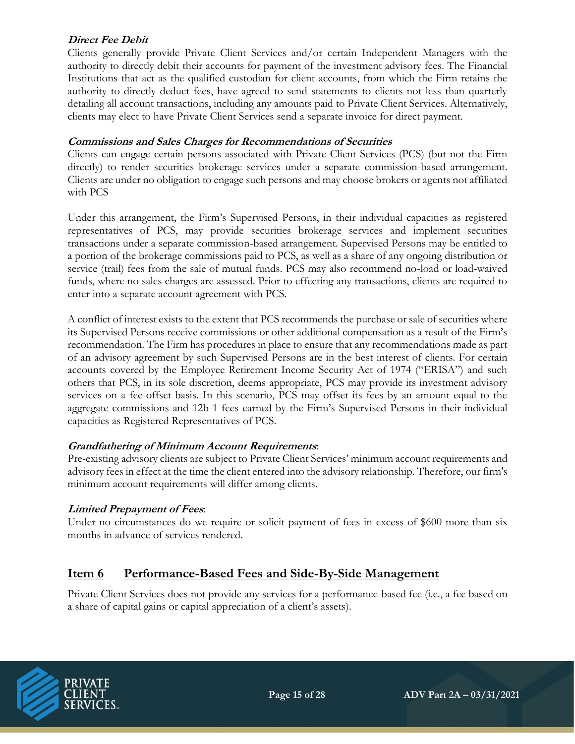***Direct Fee Debit***

Clients generally provide Private Client Services and/or certain Independent Managers with the authority to directly debit their accounts for payment of the investment advisory fees. The Financial Institutions that act as the qualified custodian for client accounts, from which the Firm retains the authority to directly deduct fees, have agreed to send statements to clients not less than quarterly detailing all account transactions, including any amounts paid to Private Client Services. Alternatively, clients may elect to have Private Client Services send a separate invoice for direct payment.

***Commissions and Sales Charges for Recommendations of Securities***

Clients can engage certain persons associated with Private Client Services (PCS) (but not the Firm directly) to render securities brokerage services under a separate commission-based arrangement. Clients are under no obligation to engage such persons and may choose brokers or agents not affiliated with PCS

Under this arrangement, the Firm's Supervised Persons, in their individual capacities as registered representatives of PCS, may provide securities brokerage services and implement securities transactions under a separate commission-based arrangement. Supervised Persons may be entitled to a portion of the brokerage commissions paid to PCS, as well as a share of any ongoing distribution or service (trail) fees from the sale of mutual funds. PCS may also recommend no-load or load-waived funds, where no sales charges are assessed. Prior to effecting any transactions, clients are required to enter into a separate account agreement with PCS.

A conflict of interest exists to the extent that PCS recommends the purchase or sale of securities where its Supervised Persons receive commissions or other additional compensation as a result of the Firm's recommendation. The Firm has procedures in place to ensure that any recommendations made as part of an advisory agreement by such Supervised Persons are in the best interest of clients. For certain accounts covered by the Employee Retirement Income Security Act of 1974 ("ERISA") and such others that PCS, in its sole discretion, deems appropriate, PCS may provide its investment advisory services on a fee-offset basis. In this scenario, PCS may offset its fees by an amount equal to the aggregate commissions and 12b-1 fees earned by the Firm's Supervised Persons in their individual capacities as Registered Representatives of PCS.

***Grandfathering of Minimum Account Requirements***:

Pre-existing advisory clients are subject to Private Client Services' minimum account requirements and advisory fees in effect at the time the client entered into the advisory relationship. Therefore, our firm's minimum account requirements will differ among clients.

***Limited Prepayment of Fees***:

Under no circumstances do we require or solicit payment of fees in excess of $600 more than six months in advance of services rendered.

## Item 6 Performance-Based Fees and Side-By-Side Management

Private Client Services does not provide any services for a performance-based fee (i.e., a fee based on a share of capital gains or capital appreciation of a client's assets).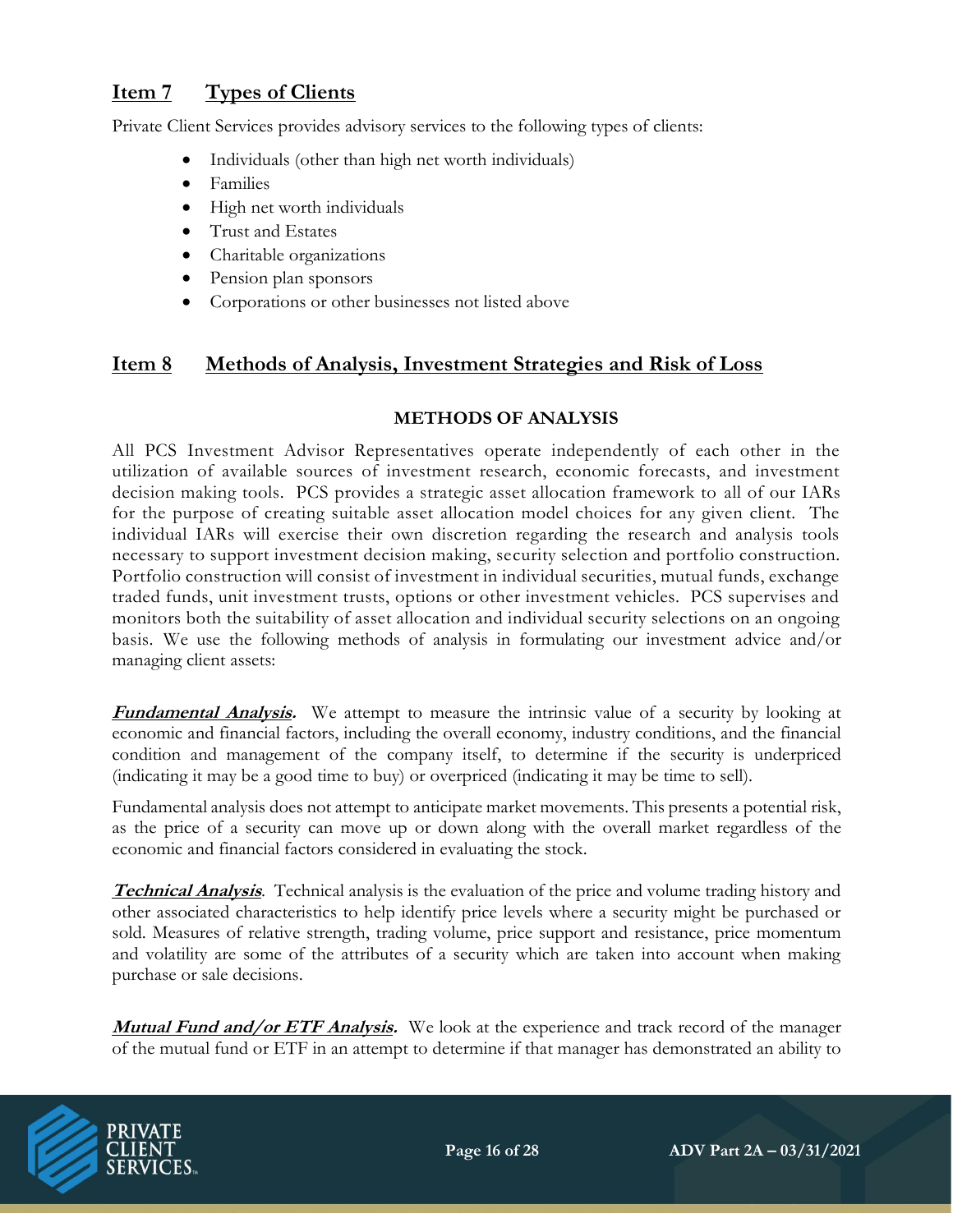## Item 7 Types of Clients

Private Client Services provides advisory services to the following types of clients:

- Individuals (other than high net worth individuals)
- Families
- High net worth individuals
- Trust and Estates
- Charitable organizations
- Pension plan sponsors
- Corporations or other businesses not listed above

## Item 8 Methods of Analysis, Investment Strategies and Risk of Loss

### METHODS OF ANALYSIS

All PCS Investment Advisor Representatives operate independently of each other in the utilization of available sources of investment research, economic forecasts, and investment decision making tools. PCS provides a strategic asset allocation framework to all of our IARs for the purpose of creating suitable asset allocation model choices for any given client. The individual IARs will exercise their own discretion regarding the research and analysis tools necessary to support investment decision making, security selection and portfolio construction. Portfolio construction will consist of investment in individual securities, mutual funds, exchange traded funds, unit investment trusts, options or other investment vehicles. PCS supervises and monitors both the suitability of asset allocation and individual security selections on an ongoing basis. We use the following methods of analysis in formulating our investment advice and/or managing client assets:

***Fundamental Analysis.*** We attempt to measure the intrinsic value of a security by looking at economic and financial factors, including the overall economy, industry conditions, and the financial condition and management of the company itself, to determine if the security is underpriced (indicating it may be a good time to buy) or overpriced (indicating it may be time to sell).

Fundamental analysis does not attempt to anticipate market movements. This presents a potential risk, as the price of a security can move up or down along with the overall market regardless of the economic and financial factors considered in evaluating the stock.

***Technical Analysis***. Technical analysis is the evaluation of the price and volume trading history and other associated characteristics to help identify price levels where a security might be purchased or sold. Measures of relative strength, trading volume, price support and resistance, price momentum and volatility are some of the attributes of a security which are taken into account when making purchase or sale decisions.

***Mutual Fund and/or ETF Analysis.*** We look at the experience and track record of the manager of the mutual fund or ETF in an attempt to determine if that manager has demonstrated an ability to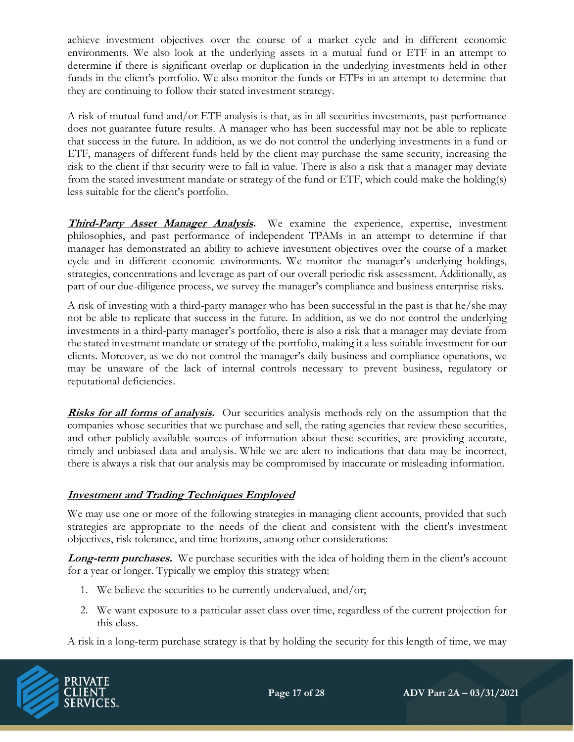achieve investment objectives over the course of a market cycle and in different economic environments. We also look at the underlying assets in a mutual fund or ETF in an attempt to determine if there is significant overlap or duplication in the underlying investments held in other funds in the client's portfolio. We also monitor the funds or ETFs in an attempt to determine that they are continuing to follow their stated investment strategy.

A risk of mutual fund and/or ETF analysis is that, as in all securities investments, past performance does not guarantee future results. A manager who has been successful may not be able to replicate that success in the future. In addition, as we do not control the underlying investments in a fund or ETF, managers of different funds held by the client may purchase the same security, increasing the risk to the client if that security were to fall in value. There is also a risk that a manager may deviate from the stated investment mandate or strategy of the fund or ETF, which could make the holding(s) less suitable for the client's portfolio.

***Third-Party Asset Manager Analysis.*** We examine the experience, expertise, investment philosophies, and past performance of independent TPAMs in an attempt to determine if that manager has demonstrated an ability to achieve investment objectives over the course of a market cycle and in different economic environments. We monitor the manager's underlying holdings, strategies, concentrations and leverage as part of our overall periodic risk assessment. Additionally, as part of our due-diligence process, we survey the manager's compliance and business enterprise risks.

A risk of investing with a third-party manager who has been successful in the past is that he/she may not be able to replicate that success in the future. In addition, as we do not control the underlying investments in a third-party manager's portfolio, there is also a risk that a manager may deviate from the stated investment mandate or strategy of the portfolio, making it a less suitable investment for our clients. Moreover, as we do not control the manager's daily business and compliance operations, we may be unaware of the lack of internal controls necessary to prevent business, regulatory or reputational deficiencies.

***Risks for all forms of analysis.*** Our securities analysis methods rely on the assumption that the companies whose securities that we purchase and sell, the rating agencies that review these securities, and other publicly-available sources of information about these securities, are providing accurate, timely and unbiased data and analysis. While we are alert to indications that data may be incorrect, there is always a risk that our analysis may be compromised by inaccurate or misleading information.

### ***Investment and Trading Techniques Employed***

We may use one or more of the following strategies in managing client accounts, provided that such strategies are appropriate to the needs of the client and consistent with the client's investment objectives, risk tolerance, and time horizons, among other considerations:

***Long-term purchases.*** We purchase securities with the idea of holding them in the client's account for a year or longer. Typically we employ this strategy when:

1. We believe the securities to be currently undervalued, and/or;
2. We want exposure to a particular asset class over time, regardless of the current projection for this class.

A risk in a long-term purchase strategy is that by holding the security for this length of time, we may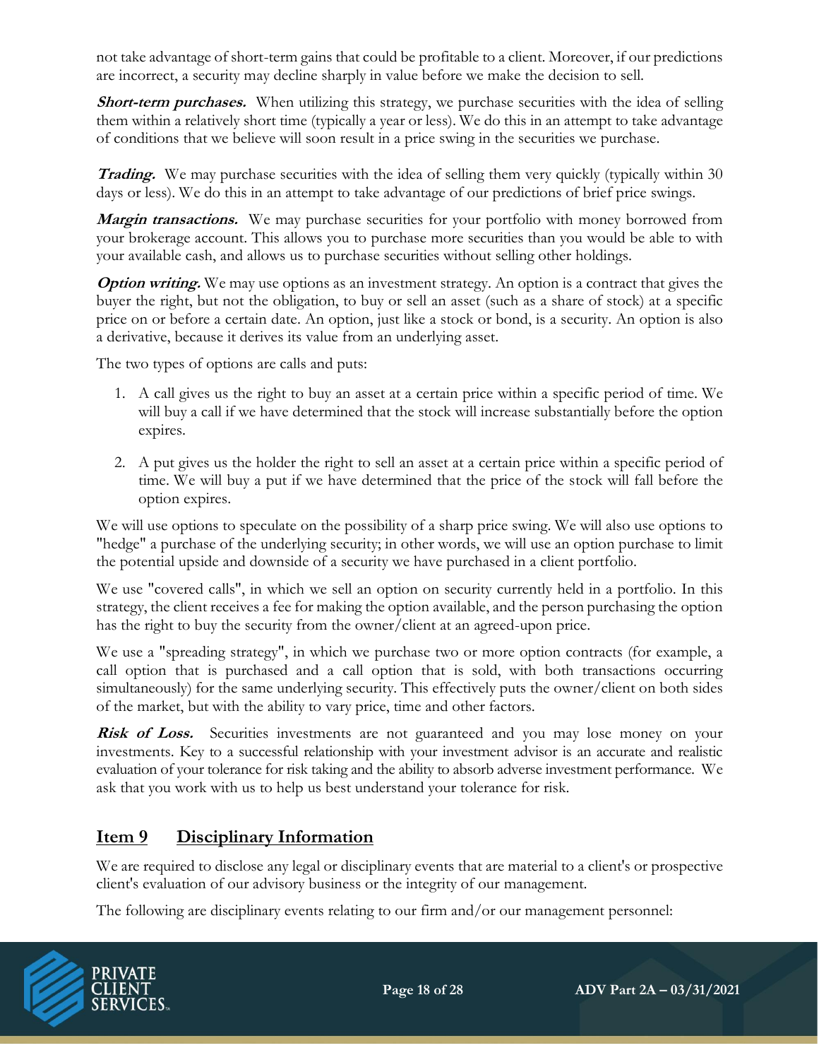not take advantage of short-term gains that could be profitable to a client. Moreover, if our predictions are incorrect, a security may decline sharply in value before we make the decision to sell.

***Short-term purchases.*** When utilizing this strategy, we purchase securities with the idea of selling them within a relatively short time (typically a year or less). We do this in an attempt to take advantage of conditions that we believe will soon result in a price swing in the securities we purchase.

***Trading.*** We may purchase securities with the idea of selling them very quickly (typically within 30 days or less). We do this in an attempt to take advantage of our predictions of brief price swings.

***Margin transactions.*** We may purchase securities for your portfolio with money borrowed from your brokerage account. This allows you to purchase more securities than you would be able to with your available cash, and allows us to purchase securities without selling other holdings.

***Option writing.*** We may use options as an investment strategy. An option is a contract that gives the buyer the right, but not the obligation, to buy or sell an asset (such as a share of stock) at a specific price on or before a certain date. An option, just like a stock or bond, is a security. An option is also a derivative, because it derives its value from an underlying asset.

The two types of options are calls and puts:

1. A call gives us the right to buy an asset at a certain price within a specific period of time. We will buy a call if we have determined that the stock will increase substantially before the option expires.

2. A put gives us the holder the right to sell an asset at a certain price within a specific period of time. We will buy a put if we have determined that the price of the stock will fall before the option expires.

We will use options to speculate on the possibility of a sharp price swing. We will also use options to "hedge" a purchase of the underlying security; in other words, we will use an option purchase to limit the potential upside and downside of a security we have purchased in a client portfolio.

We use "covered calls", in which we sell an option on security currently held in a portfolio. In this strategy, the client receives a fee for making the option available, and the person purchasing the option has the right to buy the security from the owner/client at an agreed-upon price.

We use a "spreading strategy", in which we purchase two or more option contracts (for example, a call option that is purchased and a call option that is sold, with both transactions occurring simultaneously) for the same underlying security. This effectively puts the owner/client on both sides of the market, but with the ability to vary price, time and other factors.

***Risk of Loss.*** Securities investments are not guaranteed and you may lose money on your investments. Key to a successful relationship with your investment advisor is an accurate and realistic evaluation of your tolerance for risk taking and the ability to absorb adverse investment performance. We ask that you work with us to help us best understand your tolerance for risk.

## Item 9 Disciplinary Information

We are required to disclose any legal or disciplinary events that are material to a client's or prospective client's evaluation of our advisory business or the integrity of our management.

The following are disciplinary events relating to our firm and/or our management personnel: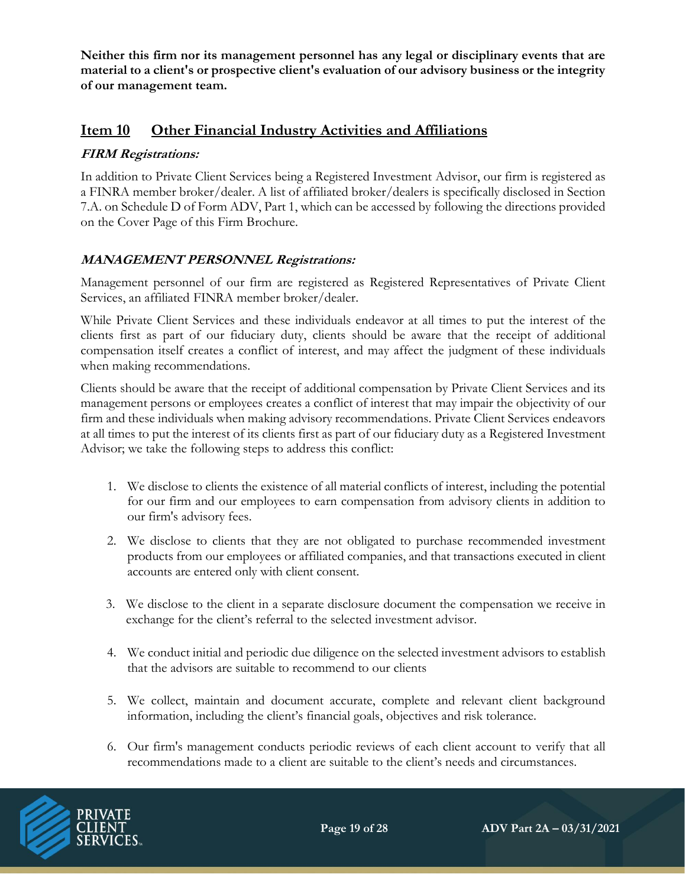**Neither this firm nor its management personnel has any legal or disciplinary events that are material to a client's or prospective client's evaluation of our advisory business or the integrity of our management team.**

## Item 10 Other Financial Industry Activities and Affiliations

### *FIRM Registrations:*

In addition to Private Client Services being a Registered Investment Advisor, our firm is registered as a FINRA member broker/dealer. A list of affiliated broker/dealers is specifically disclosed in Section 7.A. on Schedule D of Form ADV, Part 1, which can be accessed by following the directions provided on the Cover Page of this Firm Brochure.

### *MANAGEMENT PERSONNEL Registrations:*

Management personnel of our firm are registered as Registered Representatives of Private Client Services, an affiliated FINRA member broker/dealer.

While Private Client Services and these individuals endeavor at all times to put the interest of the clients first as part of our fiduciary duty, clients should be aware that the receipt of additional compensation itself creates a conflict of interest, and may affect the judgment of these individuals when making recommendations.

Clients should be aware that the receipt of additional compensation by Private Client Services and its management persons or employees creates a conflict of interest that may impair the objectivity of our firm and these individuals when making advisory recommendations. Private Client Services endeavors at all times to put the interest of its clients first as part of our fiduciary duty as a Registered Investment Advisor; we take the following steps to address this conflict:

1. We disclose to clients the existence of all material conflicts of interest, including the potential for our firm and our employees to earn compensation from advisory clients in addition to our firm's advisory fees.
2. We disclose to clients that they are not obligated to purchase recommended investment products from our employees or affiliated companies, and that transactions executed in client accounts are entered only with client consent.
3. We disclose to the client in a separate disclosure document the compensation we receive in exchange for the client's referral to the selected investment advisor.
4. We conduct initial and periodic due diligence on the selected investment advisors to establish that the advisors are suitable to recommend to our clients
5. We collect, maintain and document accurate, complete and relevant client background information, including the client's financial goals, objectives and risk tolerance.
6. Our firm's management conducts periodic reviews of each client account to verify that all recommendations made to a client are suitable to the client's needs and circumstances.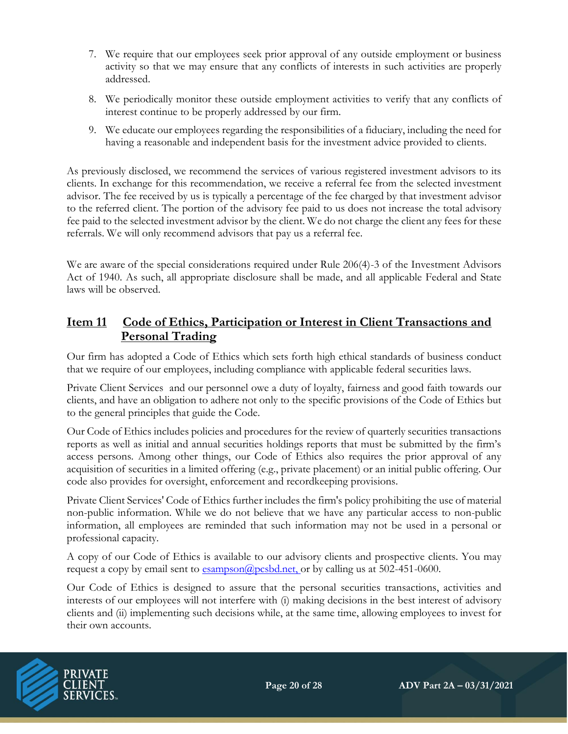7. We require that our employees seek prior approval of any outside employment or business activity so that we may ensure that any conflicts of interests in such activities are properly addressed.
8. We periodically monitor these outside employment activities to verify that any conflicts of interest continue to be properly addressed by our firm.
9. We educate our employees regarding the responsibilities of a fiduciary, including the need for having a reasonable and independent basis for the investment advice provided to clients.

As previously disclosed, we recommend the services of various registered investment advisors to its clients. In exchange for this recommendation, we receive a referral fee from the selected investment advisor. The fee received by us is typically a percentage of the fee charged by that investment advisor to the referred client. The portion of the advisory fee paid to us does not increase the total advisory fee paid to the selected investment advisor by the client. We do not charge the client any fees for these referrals. We will only recommend advisors that pay us a referral fee.

We are aware of the special considerations required under Rule 206(4)-3 of the Investment Advisors Act of 1940. As such, all appropriate disclosure shall be made, and all applicable Federal and State laws will be observed.

## Item 11 Code of Ethics, Participation or Interest in Client Transactions and Personal Trading

Our firm has adopted a Code of Ethics which sets forth high ethical standards of business conduct that we require of our employees, including compliance with applicable federal securities laws.

Private Client Services and our personnel owe a duty of loyalty, fairness and good faith towards our clients, and have an obligation to adhere not only to the specific provisions of the Code of Ethics but to the general principles that guide the Code.

Our Code of Ethics includes policies and procedures for the review of quarterly securities transactions reports as well as initial and annual securities holdings reports that must be submitted by the firm's access persons. Among other things, our Code of Ethics also requires the prior approval of any acquisition of securities in a limited offering (e.g., private placement) or an initial public offering. Our code also provides for oversight, enforcement and recordkeeping provisions.

Private Client Services' Code of Ethics further includes the firm's policy prohibiting the use of material non-public information. While we do not believe that we have any particular access to non-public information, all employees are reminded that such information may not be used in a personal or professional capacity.

A copy of our Code of Ethics is available to our advisory clients and prospective clients. You may request a copy by email sent to esampson@pcsbd.net, or by calling us at 502-451-0600.

Our Code of Ethics is designed to assure that the personal securities transactions, activities and interests of our employees will not interfere with (i) making decisions in the best interest of advisory clients and (ii) implementing such decisions while, at the same time, allowing employees to invest for their own accounts.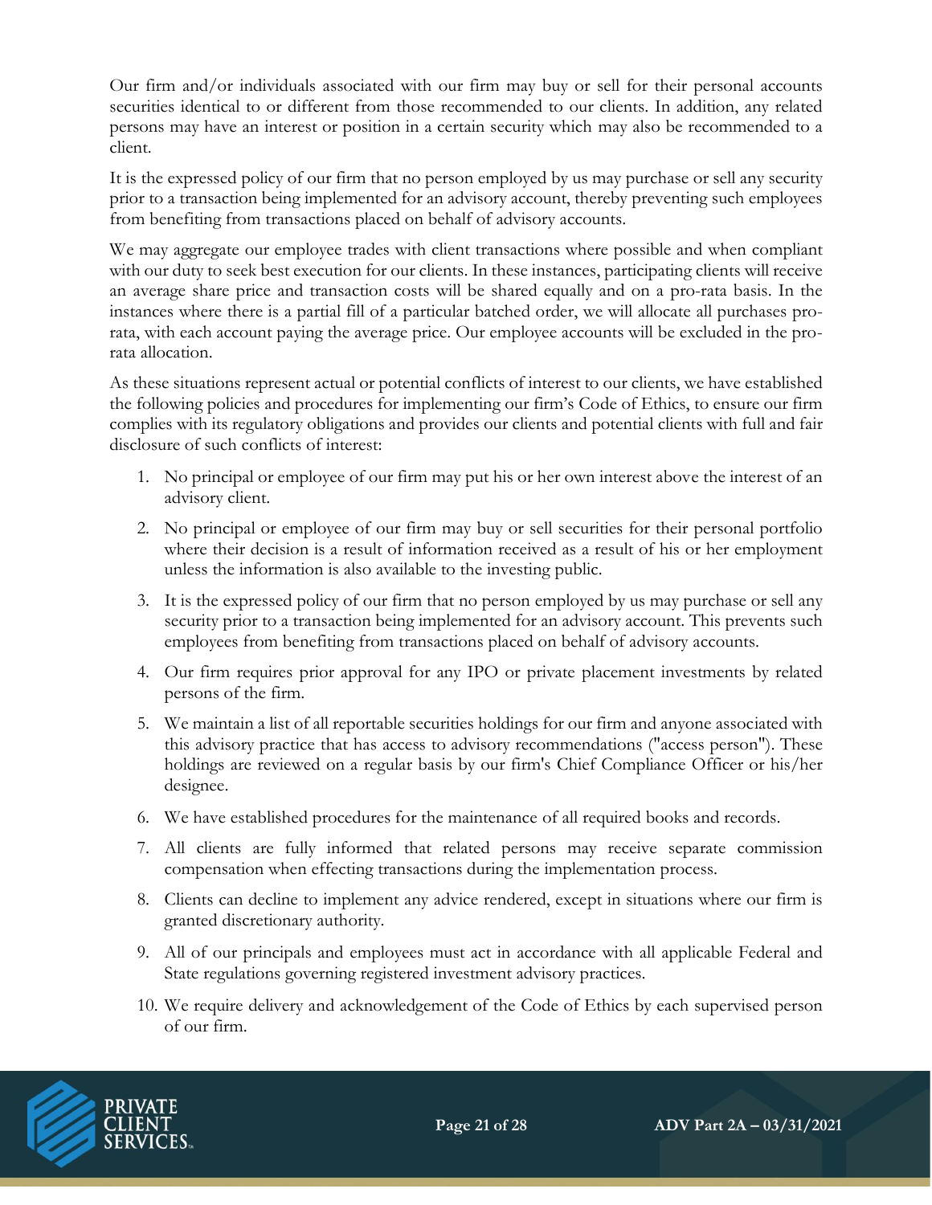Our firm and/or individuals associated with our firm may buy or sell for their personal accounts securities identical to or different from those recommended to our clients. In addition, any related persons may have an interest or position in a certain security which may also be recommended to a client.

It is the expressed policy of our firm that no person employed by us may purchase or sell any security prior to a transaction being implemented for an advisory account, thereby preventing such employees from benefiting from transactions placed on behalf of advisory accounts.

We may aggregate our employee trades with client transactions where possible and when compliant with our duty to seek best execution for our clients. In these instances, participating clients will receive an average share price and transaction costs will be shared equally and on a pro-rata basis. In the instances where there is a partial fill of a particular batched order, we will allocate all purchases pro-rata, with each account paying the average price. Our employee accounts will be excluded in the pro-rata allocation.

As these situations represent actual or potential conflicts of interest to our clients, we have established the following policies and procedures for implementing our firm's Code of Ethics, to ensure our firm complies with its regulatory obligations and provides our clients and potential clients with full and fair disclosure of such conflicts of interest:

1. No principal or employee of our firm may put his or her own interest above the interest of an advisory client.
2. No principal or employee of our firm may buy or sell securities for their personal portfolio where their decision is a result of information received as a result of his or her employment unless the information is also available to the investing public.
3. It is the expressed policy of our firm that no person employed by us may purchase or sell any security prior to a transaction being implemented for an advisory account. This prevents such employees from benefiting from transactions placed on behalf of advisory accounts.
4. Our firm requires prior approval for any IPO or private placement investments by related persons of the firm.
5. We maintain a list of all reportable securities holdings for our firm and anyone associated with this advisory practice that has access to advisory recommendations ("access person"). These holdings are reviewed on a regular basis by our firm's Chief Compliance Officer or his/her designee.
6. We have established procedures for the maintenance of all required books and records.
7. All clients are fully informed that related persons may receive separate commission compensation when effecting transactions during the implementation process.
8. Clients can decline to implement any advice rendered, except in situations where our firm is granted discretionary authority.
9. All of our principals and employees must act in accordance with all applicable Federal and State regulations governing registered investment advisory practices.
10. We require delivery and acknowledgement of the Code of Ethics by each supervised person of our firm.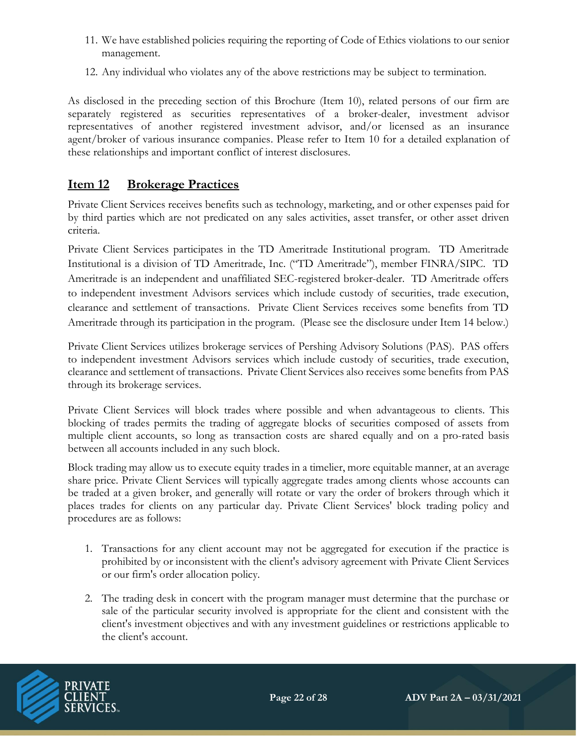11. We have established policies requiring the reporting of Code of Ethics violations to our senior management.
12. Any individual who violates any of the above restrictions may be subject to termination.

As disclosed in the preceding section of this Brochure (Item 10), related persons of our firm are separately registered as securities representatives of a broker-dealer, investment advisor representatives of another registered investment advisor, and/or licensed as an insurance agent/broker of various insurance companies. Please refer to Item 10 for a detailed explanation of these relationships and important conflict of interest disclosures.

## Item 12 Brokerage Practices

Private Client Services receives benefits such as technology, marketing, and or other expenses paid for by third parties which are not predicated on any sales activities, asset transfer, or other asset driven criteria.

Private Client Services participates in the TD Ameritrade Institutional program. TD Ameritrade Institutional is a division of TD Ameritrade, Inc. ("TD Ameritrade"), member FINRA/SIPC. TD Ameritrade is an independent and unaffiliated SEC-registered broker-dealer. TD Ameritrade offers to independent investment Advisors services which include custody of securities, trade execution, clearance and settlement of transactions. Private Client Services receives some benefits from TD Ameritrade through its participation in the program. (Please see the disclosure under Item 14 below.)

Private Client Services utilizes brokerage services of Pershing Advisory Solutions (PAS). PAS offers to independent investment Advisors services which include custody of securities, trade execution, clearance and settlement of transactions. Private Client Services also receives some benefits from PAS through its brokerage services.

Private Client Services will block trades where possible and when advantageous to clients. This blocking of trades permits the trading of aggregate blocks of securities composed of assets from multiple client accounts, so long as transaction costs are shared equally and on a pro-rated basis between all accounts included in any such block.

Block trading may allow us to execute equity trades in a timelier, more equitable manner, at an average share price. Private Client Services will typically aggregate trades among clients whose accounts can be traded at a given broker, and generally will rotate or vary the order of brokers through which it places trades for clients on any particular day. Private Client Services' block trading policy and procedures are as follows:

1. Transactions for any client account may not be aggregated for execution if the practice is prohibited by or inconsistent with the client's advisory agreement with Private Client Services or our firm's order allocation policy.
2. The trading desk in concert with the program manager must determine that the purchase or sale of the particular security involved is appropriate for the client and consistent with the client's investment objectives and with any investment guidelines or restrictions applicable to the client's account.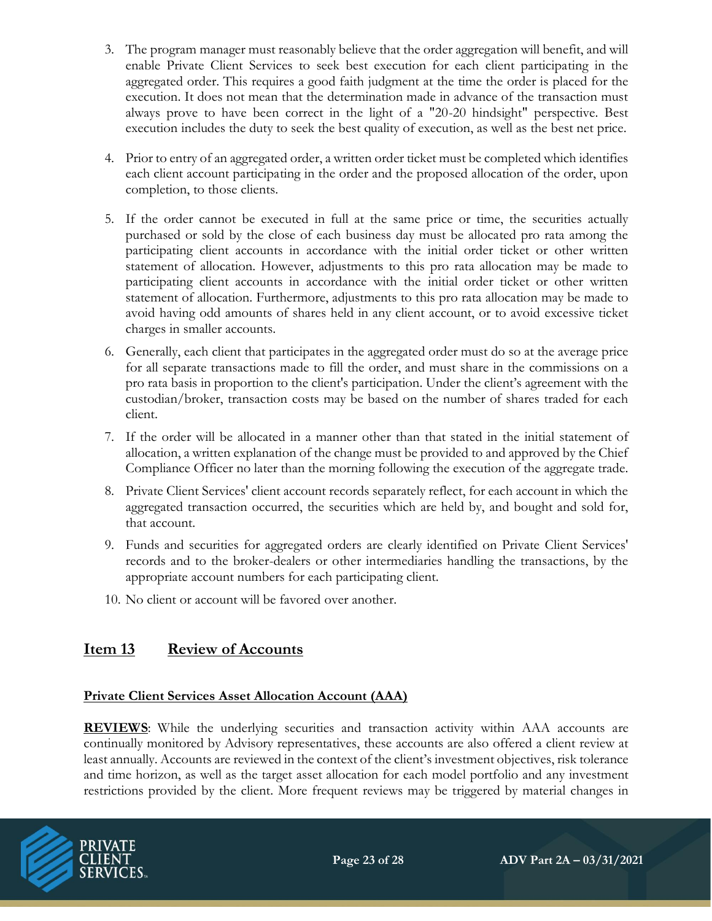3. The program manager must reasonably believe that the order aggregation will benefit, and will enable Private Client Services to seek best execution for each client participating in the aggregated order. This requires a good faith judgment at the time the order is placed for the execution. It does not mean that the determination made in advance of the transaction must always prove to have been correct in the light of a "20-20 hindsight" perspective. Best execution includes the duty to seek the best quality of execution, as well as the best net price.

4. Prior to entry of an aggregated order, a written order ticket must be completed which identifies each client account participating in the order and the proposed allocation of the order, upon completion, to those clients.

5. If the order cannot be executed in full at the same price or time, the securities actually purchased or sold by the close of each business day must be allocated pro rata among the participating client accounts in accordance with the initial order ticket or other written statement of allocation. However, adjustments to this pro rata allocation may be made to participating client accounts in accordance with the initial order ticket or other written statement of allocation. Furthermore, adjustments to this pro rata allocation may be made to avoid having odd amounts of shares held in any client account, or to avoid excessive ticket charges in smaller accounts.

6. Generally, each client that participates in the aggregated order must do so at the average price for all separate transactions made to fill the order, and must share in the commissions on a pro rata basis in proportion to the client's participation. Under the client's agreement with the custodian/broker, transaction costs may be based on the number of shares traded for each client.

7. If the order will be allocated in a manner other than that stated in the initial statement of allocation, a written explanation of the change must be provided to and approved by the Chief Compliance Officer no later than the morning following the execution of the aggregate trade.

8. Private Client Services' client account records separately reflect, for each account in which the aggregated transaction occurred, the securities which are held by, and bought and sold for, that account.

9. Funds and securities for aggregated orders are clearly identified on Private Client Services' records and to the broker-dealers or other intermediaries handling the transactions, by the appropriate account numbers for each participating client.

10. No client or account will be favored over another.

## Item 13 Review of Accounts

**Private Client Services Asset Allocation Account (AAA)**

**REVIEWS**: While the underlying securities and transaction activity within AAA accounts are continually monitored by Advisory representatives, these accounts are also offered a client review at least annually. Accounts are reviewed in the context of the client's investment objectives, risk tolerance and time horizon, as well as the target asset allocation for each model portfolio and any investment restrictions provided by the client. More frequent reviews may be triggered by material changes in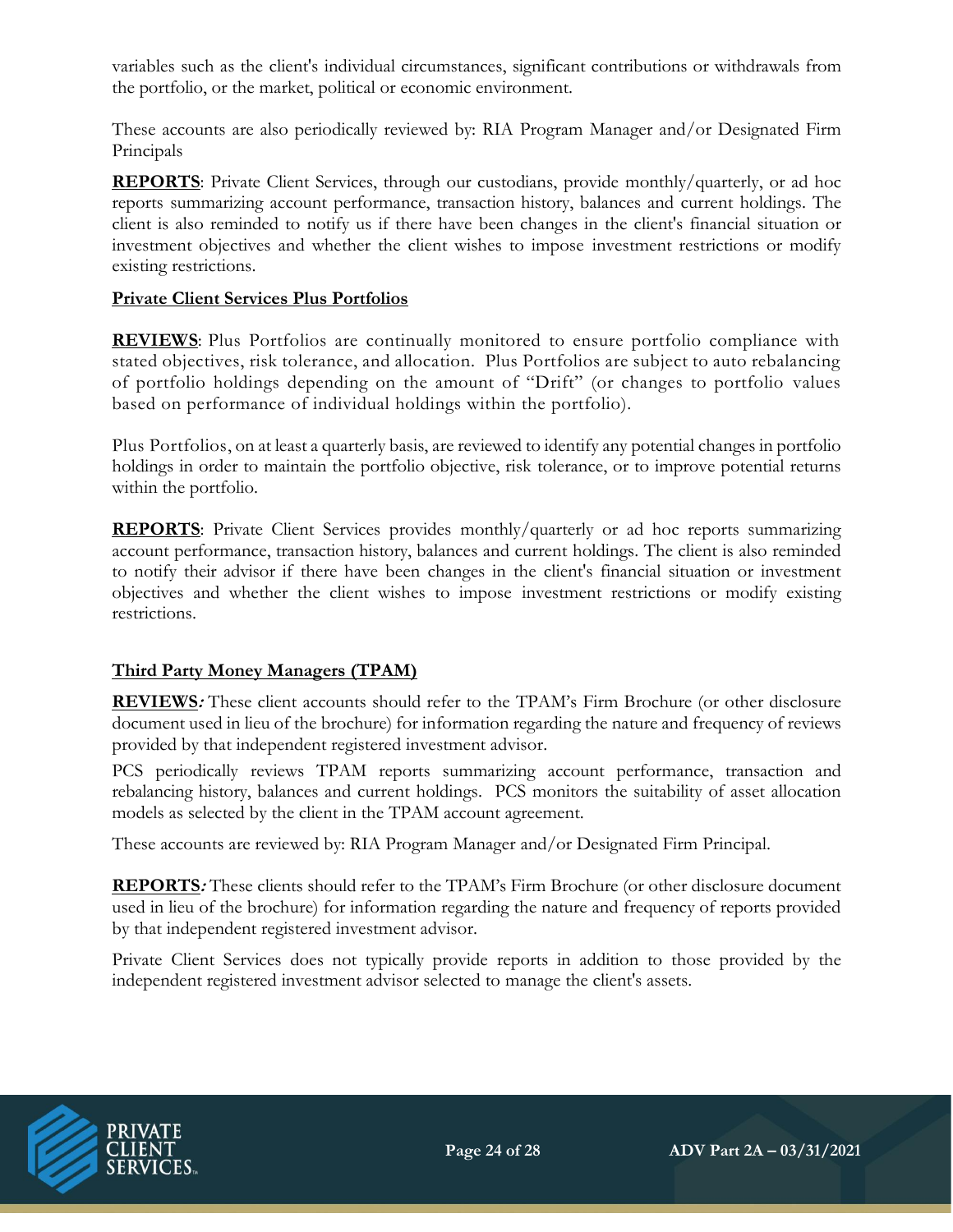variables such as the client's individual circumstances, significant contributions or withdrawals from the portfolio, or the market, political or economic environment.

These accounts are also periodically reviewed by: RIA Program Manager and/or Designated Firm Principals

**REPORTS**: Private Client Services, through our custodians, provide monthly/quarterly, or ad hoc reports summarizing account performance, transaction history, balances and current holdings. The client is also reminded to notify us if there have been changes in the client's financial situation or investment objectives and whether the client wishes to impose investment restrictions or modify existing restrictions.

**Private Client Services Plus Portfolios**

**REVIEWS**: Plus Portfolios are continually monitored to ensure portfolio compliance with stated objectives, risk tolerance, and allocation. Plus Portfolios are subject to auto rebalancing of portfolio holdings depending on the amount of "Drift" (or changes to portfolio values based on performance of individual holdings within the portfolio).

Plus Portfolios, on at least a quarterly basis, are reviewed to identify any potential changes in portfolio holdings in order to maintain the portfolio objective, risk tolerance, or to improve potential returns within the portfolio.

**REPORTS**: Private Client Services provides monthly/quarterly or ad hoc reports summarizing account performance, transaction history, balances and current holdings. The client is also reminded to notify their advisor if there have been changes in the client's financial situation or investment objectives and whether the client wishes to impose investment restrictions or modify existing restrictions.

**Third Party Money Managers (TPAM)**

**REVIEWS***:* These client accounts should refer to the TPAM's Firm Brochure (or other disclosure document used in lieu of the brochure) for information regarding the nature and frequency of reviews provided by that independent registered investment advisor.

PCS periodically reviews TPAM reports summarizing account performance, transaction and rebalancing history, balances and current holdings. PCS monitors the suitability of asset allocation models as selected by the client in the TPAM account agreement.

These accounts are reviewed by: RIA Program Manager and/or Designated Firm Principal.

**REPORTS***:* These clients should refer to the TPAM's Firm Brochure (or other disclosure document used in lieu of the brochure) for information regarding the nature and frequency of reports provided by that independent registered investment advisor.

Private Client Services does not typically provide reports in addition to those provided by the independent registered investment advisor selected to manage the client's assets.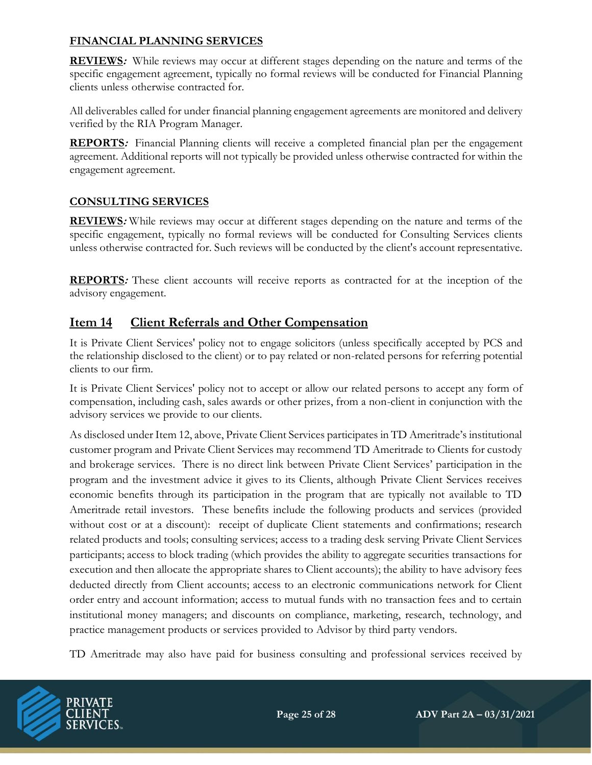**FINANCIAL PLANNING SERVICES**

**REVIEWS*:*** While reviews may occur at different stages depending on the nature and terms of the specific engagement agreement, typically no formal reviews will be conducted for Financial Planning clients unless otherwise contracted for.

All deliverables called for under financial planning engagement agreements are monitored and delivery verified by the RIA Program Manager.

**REPORTS*:*** Financial Planning clients will receive a completed financial plan per the engagement agreement. Additional reports will not typically be provided unless otherwise contracted for within the engagement agreement.

**CONSULTING SERVICES**

**REVIEWS*:*** While reviews may occur at different stages depending on the nature and terms of the specific engagement, typically no formal reviews will be conducted for Consulting Services clients unless otherwise contracted for. Such reviews will be conducted by the client's account representative.

**REPORTS*:*** These client accounts will receive reports as contracted for at the inception of the advisory engagement.

## Item 14 Client Referrals and Other Compensation

It is Private Client Services' policy not to engage solicitors (unless specifically accepted by PCS and the relationship disclosed to the client) or to pay related or non-related persons for referring potential clients to our firm.

It is Private Client Services' policy not to accept or allow our related persons to accept any form of compensation, including cash, sales awards or other prizes, from a non-client in conjunction with the advisory services we provide to our clients.

As disclosed under Item 12, above, Private Client Services participates in TD Ameritrade's institutional customer program and Private Client Services may recommend TD Ameritrade to Clients for custody and brokerage services. There is no direct link between Private Client Services' participation in the program and the investment advice it gives to its Clients, although Private Client Services receives economic benefits through its participation in the program that are typically not available to TD Ameritrade retail investors. These benefits include the following products and services (provided without cost or at a discount): receipt of duplicate Client statements and confirmations; research related products and tools; consulting services; access to a trading desk serving Private Client Services participants; access to block trading (which provides the ability to aggregate securities transactions for execution and then allocate the appropriate shares to Client accounts); the ability to have advisory fees deducted directly from Client accounts; access to an electronic communications network for Client order entry and account information; access to mutual funds with no transaction fees and to certain institutional money managers; and discounts on compliance, marketing, research, technology, and practice management products or services provided to Advisor by third party vendors.

TD Ameritrade may also have paid for business consulting and professional services received by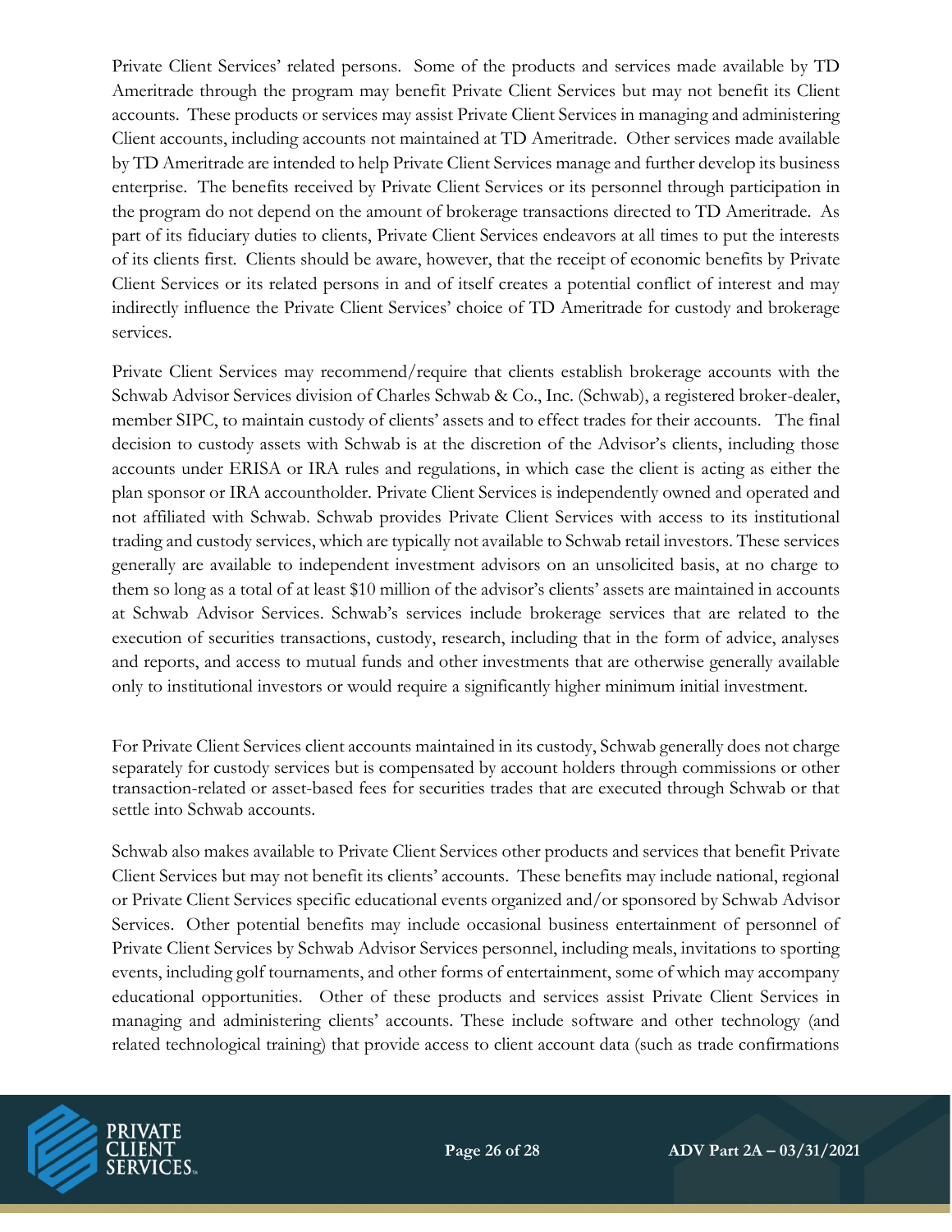Private Client Services' related persons. Some of the products and services made available by TD Ameritrade through the program may benefit Private Client Services but may not benefit its Client accounts. These products or services may assist Private Client Services in managing and administering Client accounts, including accounts not maintained at TD Ameritrade. Other services made available by TD Ameritrade are intended to help Private Client Services manage and further develop its business enterprise. The benefits received by Private Client Services or its personnel through participation in the program do not depend on the amount of brokerage transactions directed to TD Ameritrade. As part of its fiduciary duties to clients, Private Client Services endeavors at all times to put the interests of its clients first. Clients should be aware, however, that the receipt of economic benefits by Private Client Services or its related persons in and of itself creates a potential conflict of interest and may indirectly influence the Private Client Services' choice of TD Ameritrade for custody and brokerage services.

Private Client Services may recommend/require that clients establish brokerage accounts with the Schwab Advisor Services division of Charles Schwab & Co., Inc. (Schwab), a registered broker-dealer, member SIPC, to maintain custody of clients' assets and to effect trades for their accounts. The final decision to custody assets with Schwab is at the discretion of the Advisor's clients, including those accounts under ERISA or IRA rules and regulations, in which case the client is acting as either the plan sponsor or IRA accountholder. Private Client Services is independently owned and operated and not affiliated with Schwab. Schwab provides Private Client Services with access to its institutional trading and custody services, which are typically not available to Schwab retail investors. These services generally are available to independent investment advisors on an unsolicited basis, at no charge to them so long as a total of at least $10 million of the advisor's clients' assets are maintained in accounts at Schwab Advisor Services. Schwab's services include brokerage services that are related to the execution of securities transactions, custody, research, including that in the form of advice, analyses and reports, and access to mutual funds and other investments that are otherwise generally available only to institutional investors or would require a significantly higher minimum initial investment.

For Private Client Services client accounts maintained in its custody, Schwab generally does not charge separately for custody services but is compensated by account holders through commissions or other transaction-related or asset-based fees for securities trades that are executed through Schwab or that settle into Schwab accounts.

Schwab also makes available to Private Client Services other products and services that benefit Private Client Services but may not benefit its clients' accounts. These benefits may include national, regional or Private Client Services specific educational events organized and/or sponsored by Schwab Advisor Services. Other potential benefits may include occasional business entertainment of personnel of Private Client Services by Schwab Advisor Services personnel, including meals, invitations to sporting events, including golf tournaments, and other forms of entertainment, some of which may accompany educational opportunities. Other of these products and services assist Private Client Services in managing and administering clients' accounts. These include software and other technology (and related technological training) that provide access to client account data (such as trade confirmations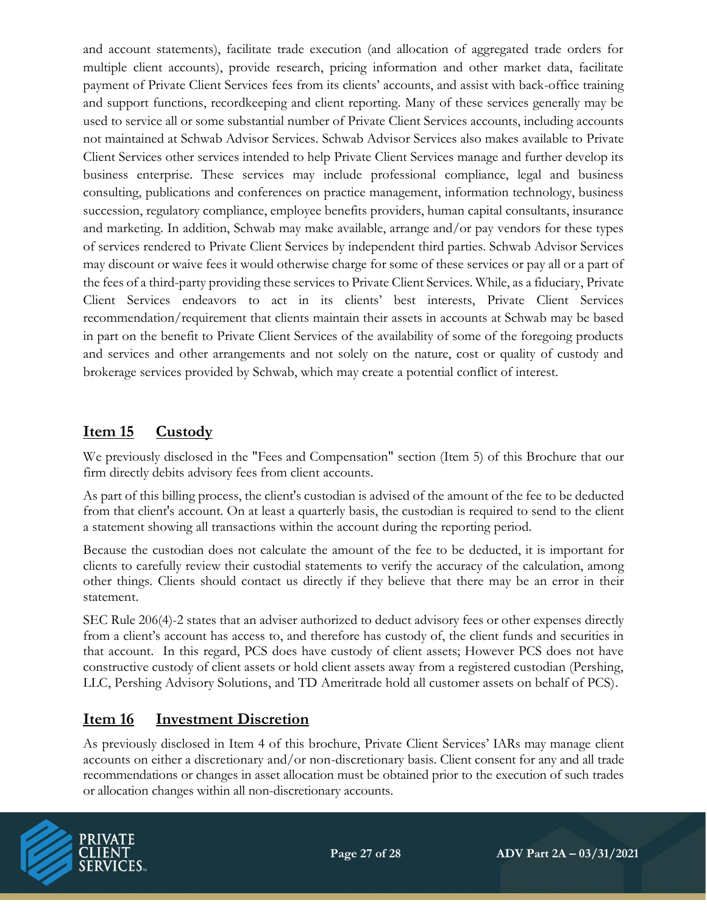and account statements), facilitate trade execution (and allocation of aggregated trade orders for multiple client accounts), provide research, pricing information and other market data, facilitate payment of Private Client Services fees from its clients' accounts, and assist with back-office training and support functions, recordkeeping and client reporting. Many of these services generally may be used to service all or some substantial number of Private Client Services accounts, including accounts not maintained at Schwab Advisor Services. Schwab Advisor Services also makes available to Private Client Services other services intended to help Private Client Services manage and further develop its business enterprise. These services may include professional compliance, legal and business consulting, publications and conferences on practice management, information technology, business succession, regulatory compliance, employee benefits providers, human capital consultants, insurance and marketing. In addition, Schwab may make available, arrange and/or pay vendors for these types of services rendered to Private Client Services by independent third parties. Schwab Advisor Services may discount or waive fees it would otherwise charge for some of these services or pay all or a part of the fees of a third-party providing these services to Private Client Services. While, as a fiduciary, Private Client Services endeavors to act in its clients' best interests, Private Client Services recommendation/requirement that clients maintain their assets in accounts at Schwab may be based in part on the benefit to Private Client Services of the availability of some of the foregoing products and services and other arrangements and not solely on the nature, cost or quality of custody and brokerage services provided by Schwab, which may create a potential conflict of interest.

## Item 15 Custody

We previously disclosed in the "Fees and Compensation" section (Item 5) of this Brochure that our firm directly debits advisory fees from client accounts.

As part of this billing process, the client's custodian is advised of the amount of the fee to be deducted from that client's account. On at least a quarterly basis, the custodian is required to send to the client a statement showing all transactions within the account during the reporting period.

Because the custodian does not calculate the amount of the fee to be deducted, it is important for clients to carefully review their custodial statements to verify the accuracy of the calculation, among other things. Clients should contact us directly if they believe that there may be an error in their statement.

SEC Rule 206(4)-2 states that an adviser authorized to deduct advisory fees or other expenses directly from a client's account has access to, and therefore has custody of, the client funds and securities in that account. In this regard, PCS does have custody of client assets; However PCS does not have constructive custody of client assets or hold client assets away from a registered custodian (Pershing, LLC, Pershing Advisory Solutions, and TD Ameritrade hold all customer assets on behalf of PCS).

## Item 16 Investment Discretion

As previously disclosed in Item 4 of this brochure, Private Client Services' IARs may manage client accounts on either a discretionary and/or non-discretionary basis. Client consent for any and all trade recommendations or changes in asset allocation must be obtained prior to the execution of such trades or allocation changes within all non-discretionary accounts.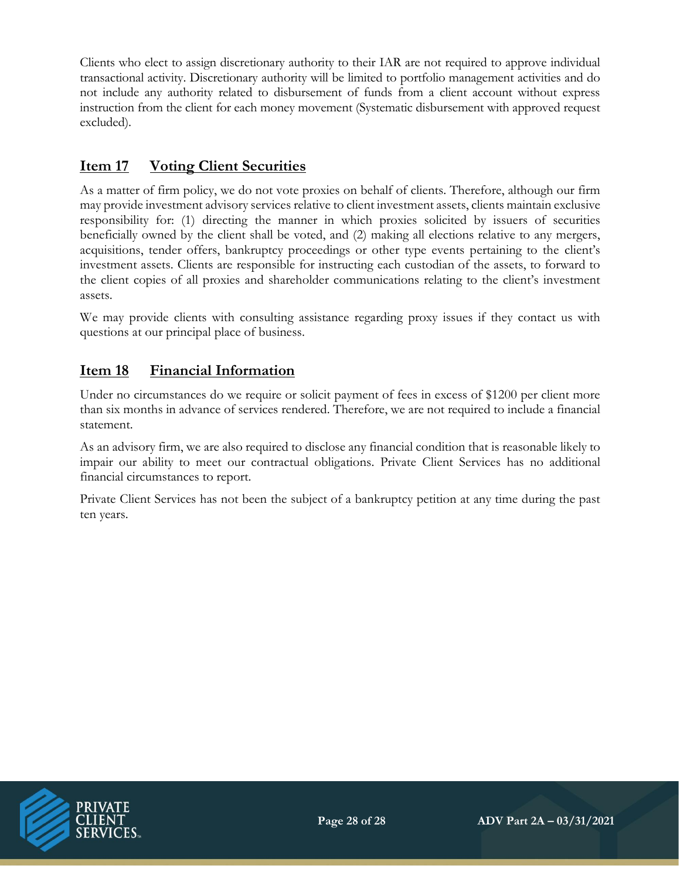Clients who elect to assign discretionary authority to their IAR are not required to approve individual transactional activity. Discretionary authority will be limited to portfolio management activities and do not include any authority related to disbursement of funds from a client account without express instruction from the client for each money movement (Systematic disbursement with approved request excluded).

## Item 17 Voting Client Securities

As a matter of firm policy, we do not vote proxies on behalf of clients. Therefore, although our firm may provide investment advisory services relative to client investment assets, clients maintain exclusive responsibility for: (1) directing the manner in which proxies solicited by issuers of securities beneficially owned by the client shall be voted, and (2) making all elections relative to any mergers, acquisitions, tender offers, bankruptcy proceedings or other type events pertaining to the client's investment assets. Clients are responsible for instructing each custodian of the assets, to forward to the client copies of all proxies and shareholder communications relating to the client's investment assets.

We may provide clients with consulting assistance regarding proxy issues if they contact us with questions at our principal place of business.

## Item 18 Financial Information

Under no circumstances do we require or solicit payment of fees in excess of $1200 per client more than six months in advance of services rendered. Therefore, we are not required to include a financial statement.

As an advisory firm, we are also required to disclose any financial condition that is reasonable likely to impair our ability to meet our contractual obligations. Private Client Services has no additional financial circumstances to report.

Private Client Services has not been the subject of a bankruptcy petition at any time during the past ten years.